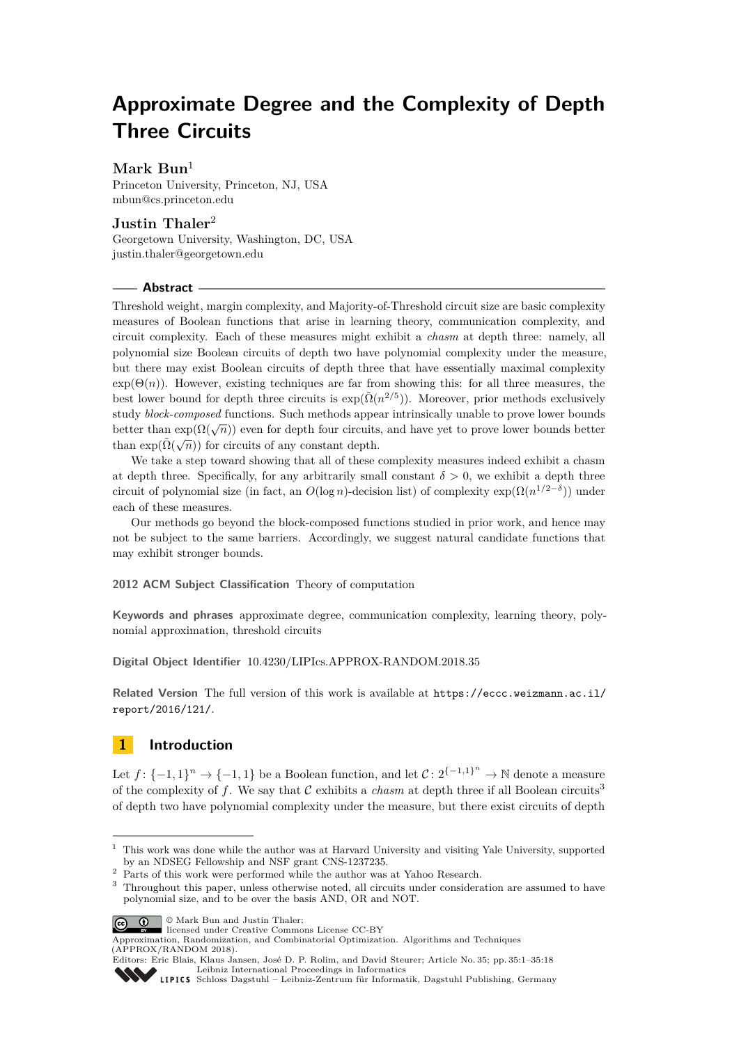# Approximate Degree and the Complexity of Depth Three Circuits

**Mark Bun**[1]

Princeton University, Princeton, NJ, USA
mbun@cs.princeton.edu

**Justin Thaler**[2]

Georgetown University, Washington, DC, USA
justin.thaler@georgetown.edu

## Abstract

Threshold weight, margin complexity, and Majority-of-Threshold circuit size are basic complexity measures of Boolean functions that arise in learning theory, communication complexity, and circuit complexity. Each of these measures might exhibit a *chasm* at depth three: namely, all polynomial size Boolean circuits of depth two have polynomial complexity under the measure, but there may exist Boolean circuits of depth three that have essentially maximal complexity $\exp(\Theta(n))$. However, existing techniques are far from showing this: for all three measures, the best lower bound for depth three circuits is $\exp(\tilde{\Omega}(n^{2/5}))$. Moreover, prior methods exclusively study *block-composed* functions. Such methods appear intrinsically unable to prove lower bounds better than $\exp(\Omega(\sqrt{n}))$ even for depth four circuits, and have yet to prove lower bounds better than $\exp(\tilde{\Omega}(\sqrt{n}))$ for circuits of any constant depth.

We take a step toward showing that all of these complexity measures indeed exhibit a chasm at depth three. Specifically, for any arbitrarily small constant $\delta > 0$, we exhibit a depth three circuit of polynomial size (in fact, an $O(\log n)$-decision list) of complexity $\exp(\Omega(n^{1/2-\delta}))$ under each of these measures.

Our methods go beyond the block-composed functions studied in prior work, and hence may not be subject to the same barriers. Accordingly, we suggest natural candidate functions that may exhibit stronger bounds.

**2012 ACM Subject Classification** Theory of computation

**Keywords and phrases** approximate degree, communication complexity, learning theory, polynomial approximation, threshold circuits

**Digital Object Identifier** 10.4230/LIPIcs.APPROX-RANDOM.2018.35

**Related Version** The full version of this work is available at https://eccc.weizmann.ac.il/report/2016/121/.

## 1 Introduction

Let $f\colon \{-1,1\}^n \to \{-1,1\}$ be a Boolean function, and let $\mathcal{C}\colon 2^{\{-1,1\}^n} \to \mathbb{N}$ denote a measure of the complexity of $f$. We say that $\mathcal{C}$ exhibits a *chasm* at depth three if all Boolean circuits[3] of depth two have polynomial complexity under the measure, but there exist circuits of depth

---

[1] This work was done while the author was at Harvard University and visiting Yale University, supported by an NDSEG Fellowship and NSF grant CNS-1237235.

[2] Parts of this work were performed while the author was at Yahoo Research.

[3] Throughout this paper, unless otherwise noted, all circuits under consideration are assumed to have polynomial size, and to be over the basis AND, OR and NOT.

© Mark Bun and Justin Thaler; licensed under Creative Commons License CC-BY

Approximation, Randomization, and Combinatorial Optimization. Algorithms and Techniques (APPROX/RANDOM 2018).
Editors: Eric Blais, Klaus Jansen, José D. P. Rolim, and David Steurer; Article No. 35; pp. 35:1–35:18
Leibniz International Proceedings in Informatics
Schloss Dagstuhl – Leibniz-Zentrum für Informatik, Dagstuhl Publishing, Germany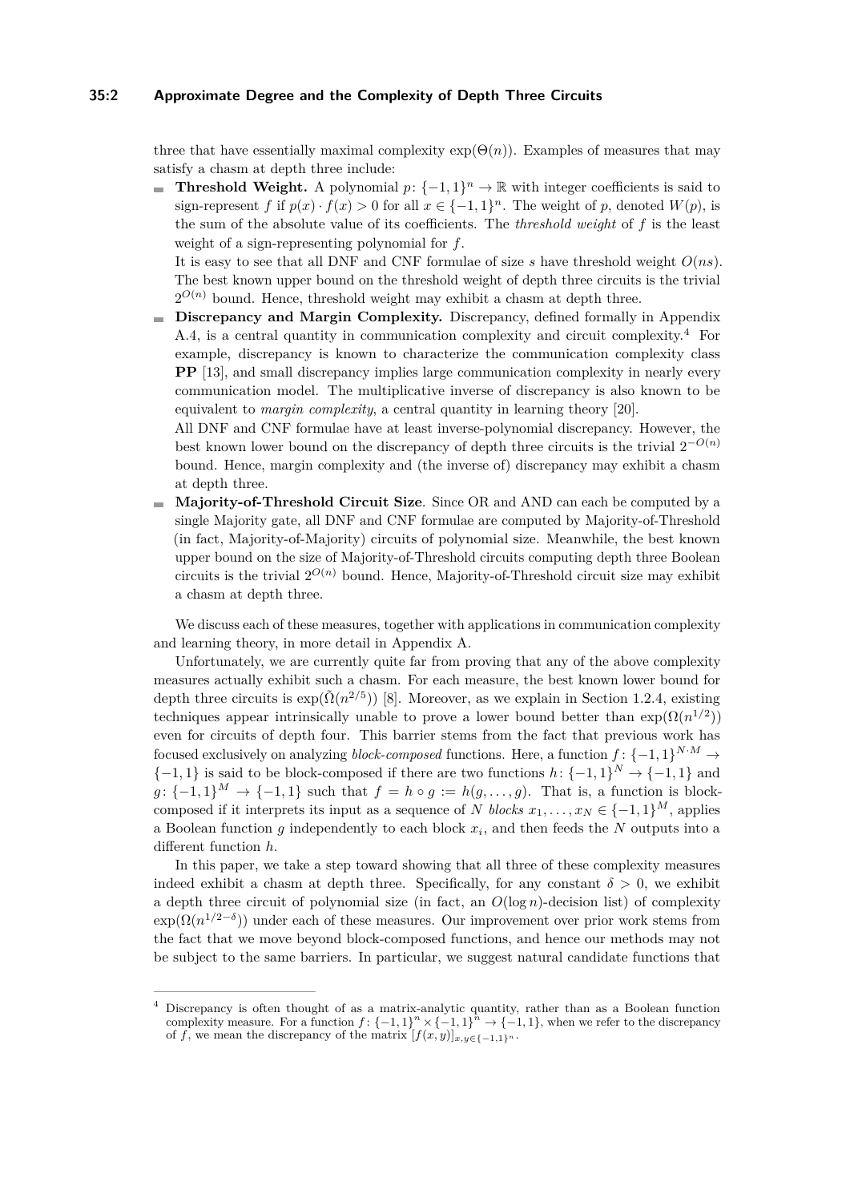three that have essentially maximal complexity $\exp(\Theta(n))$. Examples of measures that may satisfy a chasm at depth three include:

- **Threshold Weight.** A polynomial $p\colon \{-1,1\}^n \to \mathbb{R}$ with integer coefficients is said to sign-represent $f$ if $p(x) \cdot f(x) > 0$ for all $x \in \{-1,1\}^n$. The weight of $p$, denoted $W(p)$, is the sum of the absolute value of its coefficients. The *threshold weight* of $f$ is the least weight of a sign-representing polynomial for $f$.

  It is easy to see that all DNF and CNF formulae of size $s$ have threshold weight $O(ns)$. The best known upper bound on the threshold weight of depth three circuits is the trivial $2^{O(n)}$ bound. Hence, threshold weight may exhibit a chasm at depth three.

- **Discrepancy and Margin Complexity.** Discrepancy, defined formally in Appendix A.4, is a central quantity in communication complexity and circuit complexity.[4] For example, discrepancy is known to characterize the communication complexity class **PP** [13], and small discrepancy implies large communication complexity in nearly every communication model. The multiplicative inverse of discrepancy is also known to be equivalent to *margin complexity*, a central quantity in learning theory [20].

  All DNF and CNF formulae have at least inverse-polynomial discrepancy. However, the best known lower bound on the discrepancy of depth three circuits is the trivial $2^{-O(n)}$ bound. Hence, margin complexity and (the inverse of) discrepancy may exhibit a chasm at depth three.

- **Majority-of-Threshold Circuit Size**. Since OR and AND can each be computed by a single Majority gate, all DNF and CNF formulae are computed by Majority-of-Threshold (in fact, Majority-of-Majority) circuits of polynomial size. Meanwhile, the best known upper bound on the size of Majority-of-Threshold circuits computing depth three Boolean circuits is the trivial $2^{O(n)}$ bound. Hence, Majority-of-Threshold circuit size may exhibit a chasm at depth three.

We discuss each of these measures, together with applications in communication complexity and learning theory, in more detail in Appendix A.

Unfortunately, we are currently quite far from proving that any of the above complexity measures actually exhibit such a chasm. For each measure, the best known lower bound for depth three circuits is $\exp(\tilde{\Omega}(n^{2/5}))$ [8]. Moreover, as we explain in Section 1.2.4, existing techniques appear intrinsically unable to prove a lower bound better than $\exp(\Omega(n^{1/2}))$ even for circuits of depth four. This barrier stems from the fact that previous work has focused exclusively on analyzing *block-composed* functions. Here, a function $f\colon \{-1,1\}^{N \cdot M} \to \{-1,1\}$ is said to be block-composed if there are two functions $h\colon \{-1,1\}^N \to \{-1,1\}$ and $g\colon \{-1,1\}^M \to \{-1,1\}$ such that $f = h \circ g := h(g, \ldots, g)$. That is, a function is block-composed if it interprets its input as a sequence of $N$ *blocks* $x_1, \ldots, x_N \in \{-1,1\}^M$, applies a Boolean function $g$ independently to each block $x_i$, and then feeds the $N$ outputs into a different function $h$.

In this paper, we take a step toward showing that all three of these complexity measures indeed exhibit a chasm at depth three. Specifically, for any constant $\delta > 0$, we exhibit a depth three circuit of polynomial size (in fact, an $O(\log n)$-decision list) of complexity $\exp(\Omega(n^{1/2-\delta}))$ under each of these measures. Our improvement over prior work stems from the fact that we move beyond block-composed functions, and hence our methods may not be subject to the same barriers. In particular, we suggest natural candidate functions that

---

[4] Discrepancy is often thought of as a matrix-analytic quantity, rather than as a Boolean function complexity measure. For a function $f\colon \{-1,1\}^n \times \{-1,1\}^n \to \{-1,1\}$, when we refer to the discrepancy of $f$, we mean the discrepancy of the matrix $[f(x,y)]_{x,y \in \{-1,1\}^n}$.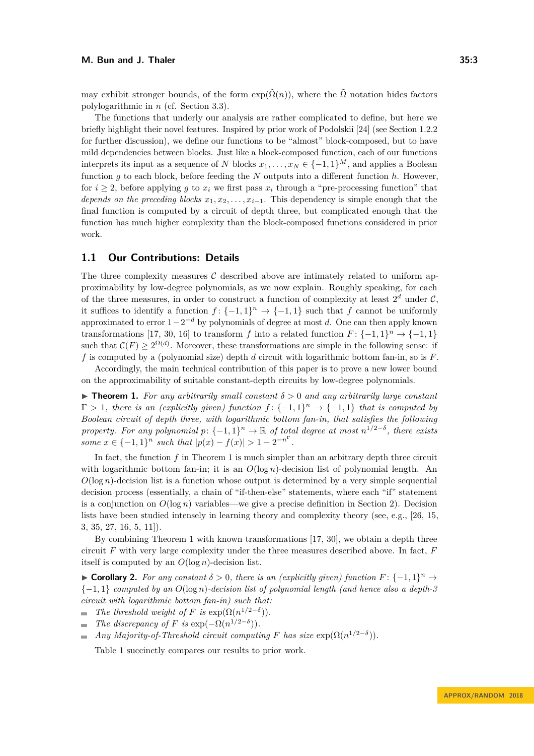may exhibit stronger bounds, of the form $\exp(\tilde{\Omega}(n))$, where the $\tilde{\Omega}$ notation hides factors polylogarithmic in $n$ (cf. Section 3.3).

The functions that underly our analysis are rather complicated to define, but here we briefly highlight their novel features. Inspired by prior work of Podolskii [24] (see Section 1.2.2 for further discussion), we define our functions to be "almost" block-composed, but to have mild dependencies between blocks. Just like a block-composed function, each of our functions interprets its input as a sequence of $N$ blocks $x_1, \ldots, x_N \in \{-1,1\}^M$, and applies a Boolean function $g$ to each block, before feeding the $N$ outputs into a different function $h$. However, for $i \geq 2$, before applying $g$ to $x_i$ we first pass $x_i$ through a "pre-processing function" that *depends on the preceding blocks* $x_1, x_2, \ldots, x_{i-1}$. This dependency is simple enough that the final function is computed by a circuit of depth three, but complicated enough that the function has much higher complexity than the block-composed functions considered in prior work.

## 1.1 Our Contributions: Details

The three complexity measures $\mathcal{C}$ described above are intimately related to uniform approximability by low-degree polynomials, as we now explain. Roughly speaking, for each of the three measures, in order to construct a function of complexity at least $2^d$ under $\mathcal{C}$, it suffices to identify a function $f\colon \{-1,1\}^n \to \{-1,1\}$ such that $f$ cannot be uniformly approximated to error $1-2^{-d}$ by polynomials of degree at most $d$. One can then apply known transformations [17, 30, 16] to transform $f$ into a related function $F\colon \{-1,1\}^n \to \{-1,1\}$ such that $\mathcal{C}(F) \geq 2^{\Omega(d)}$. Moreover, these transformations are simple in the following sense: if $f$ is computed by a (polynomial size) depth $d$ circuit with logarithmic bottom fan-in, so is $F$.

Accordingly, the main technical contribution of this paper is to prove a new lower bound on the approximability of suitable constant-depth circuits by low-degree polynomials.

▶ **Theorem 1.** *For any arbitrarily small constant $\delta > 0$ and any arbitrarily large constant $\Gamma > 1$, there is an (explicitly given) function $f\colon \{-1,1\}^n \to \{-1,1\}$ that is computed by Boolean circuit of depth three, with logarithmic bottom fan-in, that satisfies the following property. For any polynomial $p\colon \{-1,1\}^n \to \mathbb{R}$ of total degree at most $n^{1/2-\delta}$, there exists some $x \in \{-1,1\}^n$ such that $|p(x) - f(x)| > 1 - 2^{-n^{\Gamma}}$.*

In fact, the function $f$ in Theorem 1 is much simpler than an arbitrary depth three circuit with logarithmic bottom fan-in; it is an $O(\log n)$-decision list of polynomial length. An $O(\log n)$-decision list is a function whose output is determined by a very simple sequential decision process (essentially, a chain of "if-then-else" statements, where each "if" statement is a conjunction on $O(\log n)$ variables—we give a precise definition in Section 2). Decision lists have been studied intensely in learning theory and complexity theory (see, e.g., [26, 15, 3, 35, 27, 16, 5, 11]).

By combining Theorem 1 with known transformations [17, 30], we obtain a depth three circuit $F$ with very large complexity under the three measures described above. In fact, $F$ itself is computed by an $O(\log n)$-decision list.

▶ **Corollary 2.** *For any constant $\delta > 0$, there is an (explicitly given) function $F\colon \{-1,1\}^n \to \{-1,1\}$ computed by an $O(\log n)$-decision list of polynomial length (and hence also a depth-3 circuit with logarithmic bottom fan-in) such that:*

- *The threshold weight of $F$ is $\exp(\Omega(n^{1/2-\delta}))$.*
- *The discrepancy of $F$ is $\exp(-\Omega(n^{1/2-\delta}))$.*
- *Any Majority-of-Threshold circuit computing $F$ has size $\exp(\Omega(n^{1/2-\delta}))$.*

Table 1 succinctly compares our results to prior work.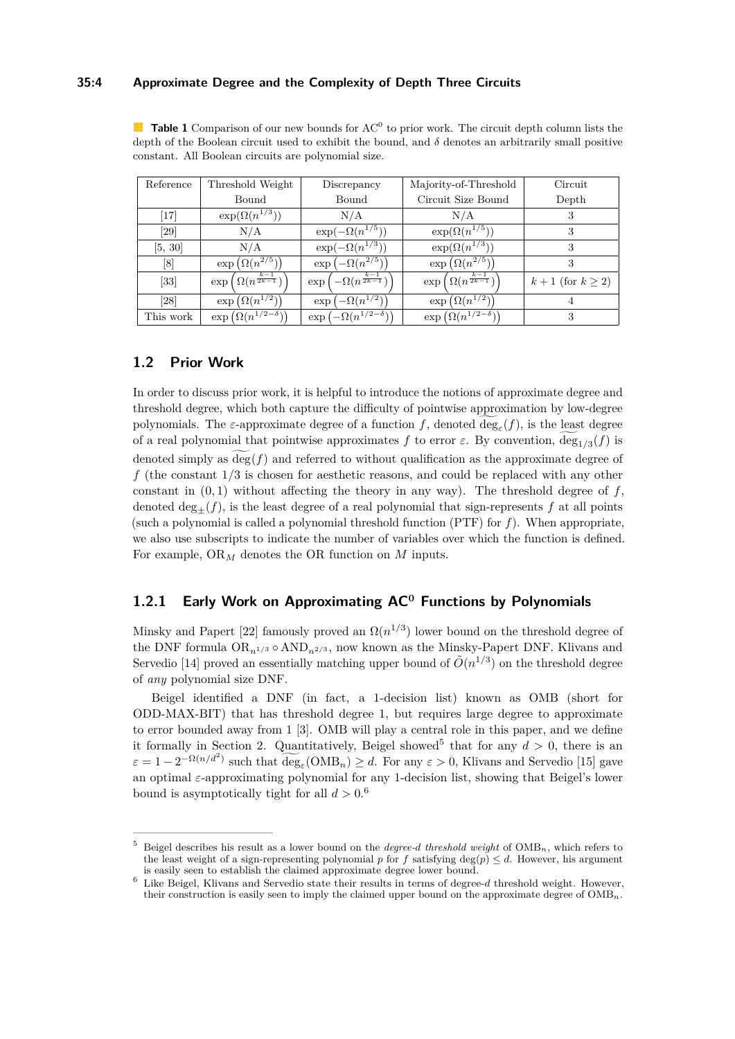**Table 1** Comparison of our new bounds for $\mathrm{AC}^0$ to prior work. The circuit depth column lists the depth of the Boolean circuit used to exhibit the bound, and $\delta$ denotes an arbitrarily small positive constant. All Boolean circuits are polynomial size.

| Reference | Threshold Weight Bound | Discrepancy Bound | Majority-of-Threshold Circuit Size Bound | Circuit Depth |
|---|---|---|---|---|
| [17] | $\exp(\Omega(n^{1/3}))$ | N/A | N/A | 3 |
| [29] | N/A | $\exp(-\Omega(n^{1/5}))$ | $\exp(\Omega(n^{1/5}))$ | 3 |
| [5, 30] | N/A | $\exp(-\Omega(n^{1/3}))$ | $\exp(\Omega(n^{1/3}))$ | 3 |
| [8] | $\exp\left(\Omega(n^{2/5})\right)$ | $\exp\left(-\Omega(n^{2/5})\right)$ | $\exp\left(\Omega(n^{2/5})\right)$ | 3 |
| [33] | $\exp\left(\Omega(n^{\frac{k-1}{2k-1}})\right)$ | $\exp\left(-\Omega(n^{\frac{k-1}{2k-1}})\right)$ | $\exp\left(\Omega(n^{\frac{k-1}{2k-1}})\right)$ | $k+1$ (for $k \geq 2$) |
| [28] | $\exp\left(\Omega(n^{1/2})\right)$ | $\exp\left(-\Omega(n^{1/2})\right)$ | $\exp\left(\Omega(n^{1/2})\right)$ | 4 |
| This work | $\exp\left(\Omega(n^{1/2-\delta})\right)$ | $\exp\left(-\Omega(n^{1/2-\delta})\right)$ | $\exp\left(\Omega(n^{1/2-\delta})\right)$ | 3 |

## 1.2 Prior Work

In order to discuss prior work, it is helpful to introduce the notions of approximate degree and threshold degree, which both capture the difficulty of pointwise approximation by low-degree polynomials. The $\varepsilon$-approximate degree of a function $f$, denoted $\widetilde{\deg}_\varepsilon(f)$, is the least degree of a real polynomial that pointwise approximates $f$ to error $\varepsilon$. By convention, $\widetilde{\deg}_{1/3}(f)$ is denoted simply as $\widetilde{\deg}(f)$ and referred to without qualification as the approximate degree of $f$ (the constant $1/3$ is chosen for aesthetic reasons, and could be replaced with any other constant in $(0,1)$ without affecting the theory in any way). The threshold degree of $f$, denoted $\deg_\pm(f)$, is the least degree of a real polynomial that sign-represents $f$ at all points (such a polynomial is called a polynomial threshold function (PTF) for $f$). When appropriate, we also use subscripts to indicate the number of variables over which the function is defined. For example, $\mathrm{OR}_M$ denotes the OR function on $M$ inputs.

### 1.2.1 Early Work on Approximating $\mathrm{AC}^0$ Functions by Polynomials

Minsky and Papert [22] famously proved an $\Omega(n^{1/3})$ lower bound on the threshold degree of the DNF formula $\mathrm{OR}_{n^{1/3}} \circ \mathrm{AND}_{n^{2/3}}$, now known as the Minsky-Papert DNF. Klivans and Servedio [14] proved an essentially matching upper bound of $\tilde{O}(n^{1/3})$ on the threshold degree of *any* polynomial size DNF.

Beigel identified a DNF (in fact, a 1-decision list) known as OMB (short for ODD-MAX-BIT) that has threshold degree 1, but requires large degree to approximate to error bounded away from 1 [3]. OMB will play a central role in this paper, and we define it formally in Section 2. Quantitatively, Beigel showed[5] that for any $d > 0$, there is an $\varepsilon = 1 - 2^{-\Omega(n/d^2)}$ such that $\widetilde{\deg}_\varepsilon(\mathrm{OMB}_n) \geq d$. For any $\varepsilon > 0$, Klivans and Servedio [15] gave an optimal $\varepsilon$-approximating polynomial for any 1-decision list, showing that Beigel's lower bound is asymptotically tight for all $d > 0$.[6]

---

[5] Beigel describes his result as a lower bound on the *degree-d threshold weight* of $\mathrm{OMB}_n$, which refers to the least weight of a sign-representing polynomial $p$ for $f$ satisfying $\deg(p) \leq d$. However, his argument is easily seen to establish the claimed approximate degree lower bound.

[6] Like Beigel, Klivans and Servedio state their results in terms of degree-$d$ threshold weight. However, their construction is easily seen to imply the claimed upper bound on the approximate degree of $\mathrm{OMB}_n$.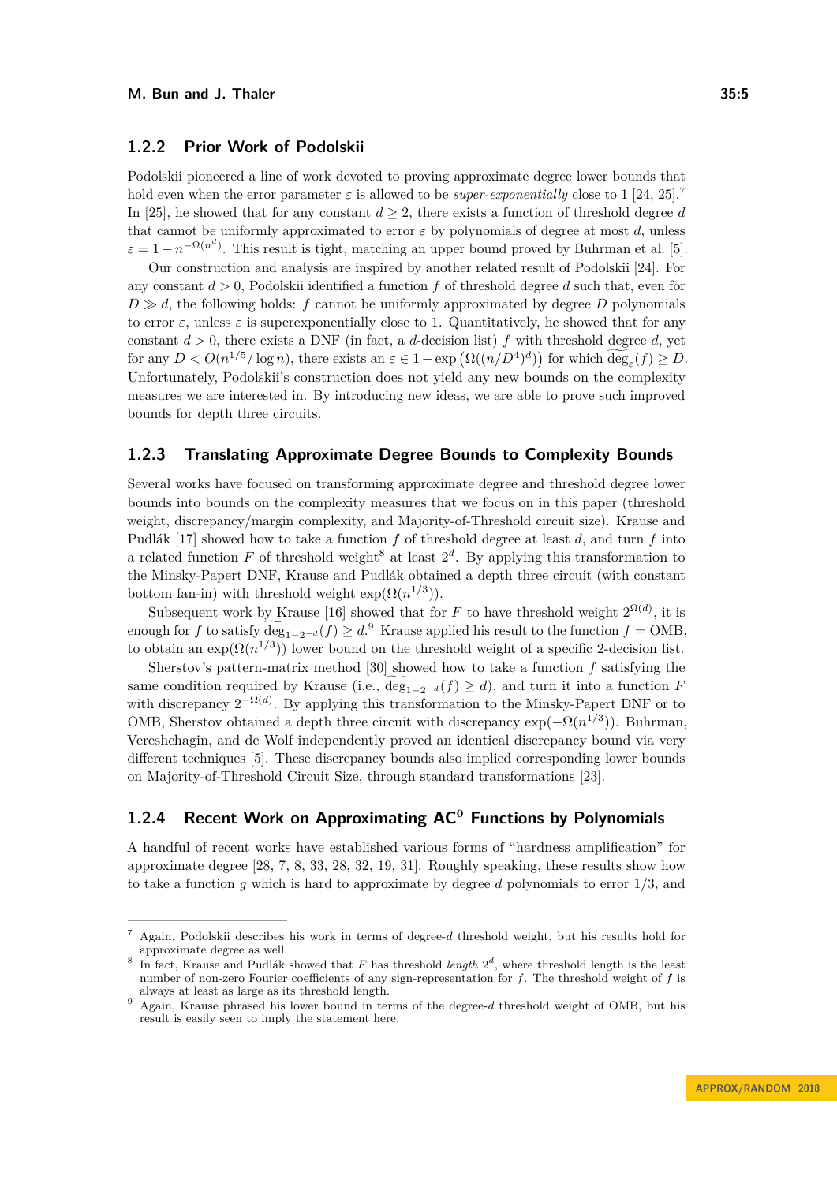### 1.2.2 Prior Work of Podolskii

Podolskii pioneered a line of work devoted to proving approximate degree lower bounds that hold even when the error parameter $\varepsilon$ is allowed to be *super-exponentially* close to 1 [24, 25].[7] In [25], he showed that for any constant $d \geq 2$, there exists a function of threshold degree $d$ that cannot be uniformly approximated to error $\varepsilon$ by polynomials of degree at most $d$, unless $\varepsilon = 1 - n^{-\Omega(n^d)}$. This result is tight, matching an upper bound proved by Buhrman et al. [5].

Our construction and analysis are inspired by another related result of Podolskii [24]. For any constant $d > 0$, Podolskii identified a function $f$ of threshold degree $d$ such that, even for $D \gg d$, the following holds: $f$ cannot be uniformly approximated by degree $D$ polynomials to error $\varepsilon$, unless $\varepsilon$ is superexponentially close to 1. Quantitatively, he showed that for any constant $d > 0$, there exists a DNF (in fact, a $d$-decision list) $f$ with threshold degree $d$, yet for any $D < O(n^{1/5}/\log n)$, there exists an $\varepsilon \in 1 - \exp\left(\Omega((n/D^4)^d)\right)$ for which $\widetilde{\deg}_\varepsilon(f) \geq D$. Unfortunately, Podolskii's construction does not yield any new bounds on the complexity measures we are interested in. By introducing new ideas, we are able to prove such improved bounds for depth three circuits.

### 1.2.3 Translating Approximate Degree Bounds to Complexity Bounds

Several works have focused on transforming approximate degree and threshold degree lower bounds into bounds on the complexity measures that we focus on in this paper (threshold weight, discrepancy/margin complexity, and Majority-of-Threshold circuit size). Krause and Pudlák [17] showed how to take a function $f$ of threshold degree at least $d$, and turn $f$ into a related function $F$ of threshold weight[8] at least $2^d$. By applying this transformation to the Minsky-Papert DNF, Krause and Pudlák obtained a depth three circuit (with constant bottom fan-in) with threshold weight $\exp(\Omega(n^{1/3}))$.

Subsequent work by Krause [16] showed that for $F$ to have threshold weight $2^{\Omega(d)}$, it is enough for $f$ to satisfy $\widetilde{\deg}_{1-2^{-d}}(f) \geq d$.[9] Krause applied his result to the function $f = \mathrm{OMB}$, to obtain an $\exp(\Omega(n^{1/3}))$ lower bound on the threshold weight of a specific 2-decision list.

Sherstov's pattern-matrix method [30] showed how to take a function $f$ satisfying the same condition required by Krause (i.e., $\widetilde{\deg}_{1-2^{-d}}(f) \geq d$), and turn it into a function $F$ with discrepancy $2^{-\Omega(d)}$. By applying this transformation to the Minsky-Papert DNF or to OMB, Sherstov obtained a depth three circuit with discrepancy $\exp(-\Omega(n^{1/3}))$. Buhrman, Vereshchagin, and de Wolf independently proved an identical discrepancy bound via very different techniques [5]. These discrepancy bounds also implied corresponding lower bounds on Majority-of-Threshold Circuit Size, through standard transformations [23].

### 1.2.4 Recent Work on Approximating $\mathsf{AC}^0$ Functions by Polynomials

A handful of recent works have established various forms of "hardness amplification" for approximate degree [28, 7, 8, 33, 28, 32, 19, 31]. Roughly speaking, these results show how to take a function $g$ which is hard to approximate by degree $d$ polynomials to error $1/3$, and

---

[7] Again, Podolskii describes his work in terms of degree-$d$ threshold weight, but his results hold for approximate degree as well.

[8] In fact, Krause and Pudlák showed that $F$ has threshold *length* $2^d$, where threshold length is the least number of non-zero Fourier coefficients of any sign-representation for $f$. The threshold weight of $f$ is always at least as large as its threshold length.

[9] Again, Krause phrased his lower bound in terms of the degree-$d$ threshold weight of OMB, but his result is easily seen to imply the statement here.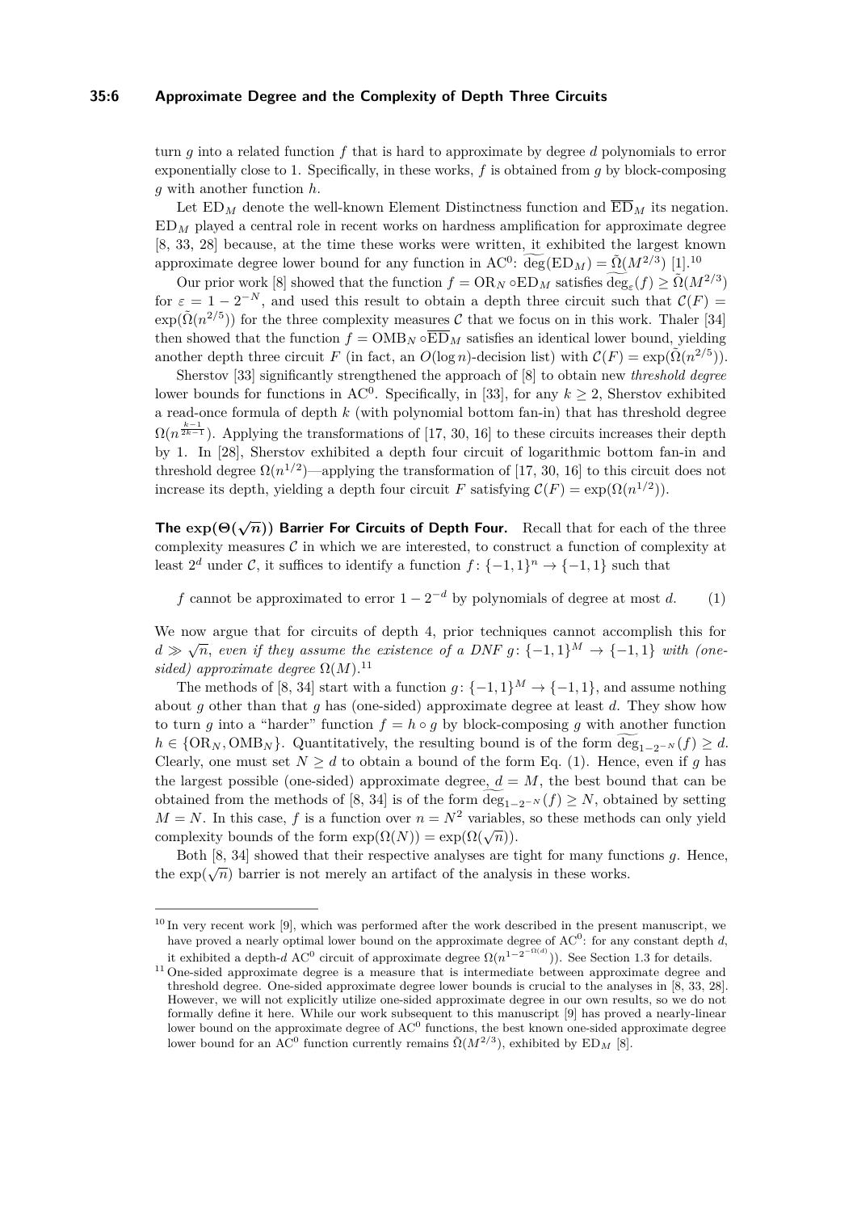turn $g$ into a related function $f$ that is hard to approximate by degree $d$ polynomials to error exponentially close to 1. Specifically, in these works, $f$ is obtained from $g$ by block-composing $g$ with another function $h$.

Let $\mathrm{ED}_M$ denote the well-known Element Distinctness function and $\overline{\mathrm{ED}}_M$ its negation. $\mathrm{ED}_M$ played a central role in recent works on hardness amplification for approximate degree [8, 33, 28] because, at the time these works were written, it exhibited the largest known approximate degree lower bound for any function in $\mathrm{AC}^0$: $\widetilde{\deg}(\mathrm{ED}_M) = \tilde{\Omega}(M^{2/3})$ [1].[10]

Our prior work [8] showed that the function $f = \mathrm{OR}_N \circ \mathrm{ED}_M$ satisfies $\widetilde{\deg}_\varepsilon(f) \geq \tilde{\Omega}(M^{2/3})$ for $\varepsilon = 1 - 2^{-N}$, and used this result to obtain a depth three circuit such that $\mathcal{C}(F) = \exp(\tilde{\Omega}(n^{2/5}))$ for the three complexity measures $\mathcal{C}$ that we focus on in this work. Thaler [34] then showed that the function $f = \mathrm{OMB}_N \circ \overline{\mathrm{ED}}_M$ satisfies an identical lower bound, yielding another depth three circuit $F$ (in fact, an $O(\log n)$-decision list) with $\mathcal{C}(F) = \exp(\tilde{\Omega}(n^{2/5}))$.

Sherstov [33] significantly strengthened the approach of [8] to obtain new *threshold degree* lower bounds for functions in $\mathrm{AC}^0$. Specifically, in [33], for any $k \geq 2$, Sherstov exhibited a read-once formula of depth $k$ (with polynomial bottom fan-in) that has threshold degree $\Omega(n^{\frac{k-1}{2k-1}})$. Applying the transformations of [17, 30, 16] to these circuits increases their depth by 1. In [28], Sherstov exhibited a depth four circuit of logarithmic bottom fan-in and threshold degree $\Omega(n^{1/2})$—applying the transformation of [17, 30, 16] to this circuit does not increase its depth, yielding a depth four circuit $F$ satisfying $\mathcal{C}(F) = \exp(\Omega(n^{1/2}))$.

**The $\exp(\Theta(\sqrt{n}))$ Barrier For Circuits of Depth Four.** Recall that for each of the three complexity measures $\mathcal{C}$ in which we are interested, to construct a function of complexity at least $2^d$ under $\mathcal{C}$, it suffices to identify a function $f\colon \{-1,1\}^n \to \{-1,1\}$ such that

$$f \text{ cannot be approximated to error } 1 - 2^{-d} \text{ by polynomials of degree at most } d. \tag{1}$$

We now argue that for circuits of depth 4, prior techniques cannot accomplish this for $d \gg \sqrt{n}$, *even if they assume the existence of a DNF* $g\colon \{-1,1\}^M \to \{-1,1\}$ *with (one-sided) approximate degree* $\Omega(M)$.[11]

The methods of [8, 34] start with a function $g\colon \{-1,1\}^M \to \{-1,1\}$, and assume nothing about $g$ other than that $g$ has (one-sided) approximate degree at least $d$. They show how to turn $g$ into a "harder" function $f = h \circ g$ by block-composing $g$ with another function $h \in \{\mathrm{OR}_N, \mathrm{OMB}_N\}$. Quantitatively, the resulting bound is of the form $\widetilde{\deg}_{1-2^{-N}}(f) \geq d$. Clearly, one must set $N \geq d$ to obtain a bound of the form Eq. (1). Hence, even if $g$ has the largest possible (one-sided) approximate degree, $d = M$, the best bound that can be obtained from the methods of [8, 34] is of the form $\widetilde{\deg}_{1-2^{-N}}(f) \geq N$, obtained by setting $M = N$. In this case, $f$ is a function over $n = N^2$ variables, so these methods can only yield complexity bounds of the form $\exp(\Omega(N)) = \exp(\Omega(\sqrt{n}))$.

Both [8, 34] showed that their respective analyses are tight for many functions $g$. Hence, the $\exp(\sqrt{n})$ barrier is not merely an artifact of the analysis in these works.

---

[10] In very recent work [9], which was performed after the work described in the present manuscript, we have proved a nearly optimal lower bound on the approximate degree of $\mathrm{AC}^0$: for any constant depth $d$, it exhibited a depth-$d$ $\mathrm{AC}^0$ circuit of approximate degree $\Omega(n^{1-2^{-\Omega(d)}})$. See Section 1.3 for details.

[11] One-sided approximate degree is a measure that is intermediate between approximate degree and threshold degree. One-sided approximate degree lower bounds is crucial to the analyses in [8, 33, 28]. However, we will not explicitly utilize one-sided approximate degree in our own results, so we do not formally define it here. While our work subsequent to this manuscript [9] has proved a nearly-linear lower bound on the approximate degree of $\mathrm{AC}^0$ functions, the best known one-sided approximate degree lower bound for an $\mathrm{AC}^0$ function currently remains $\tilde{\Omega}(M^{2/3})$, exhibited by $\mathrm{ED}_M$ [8].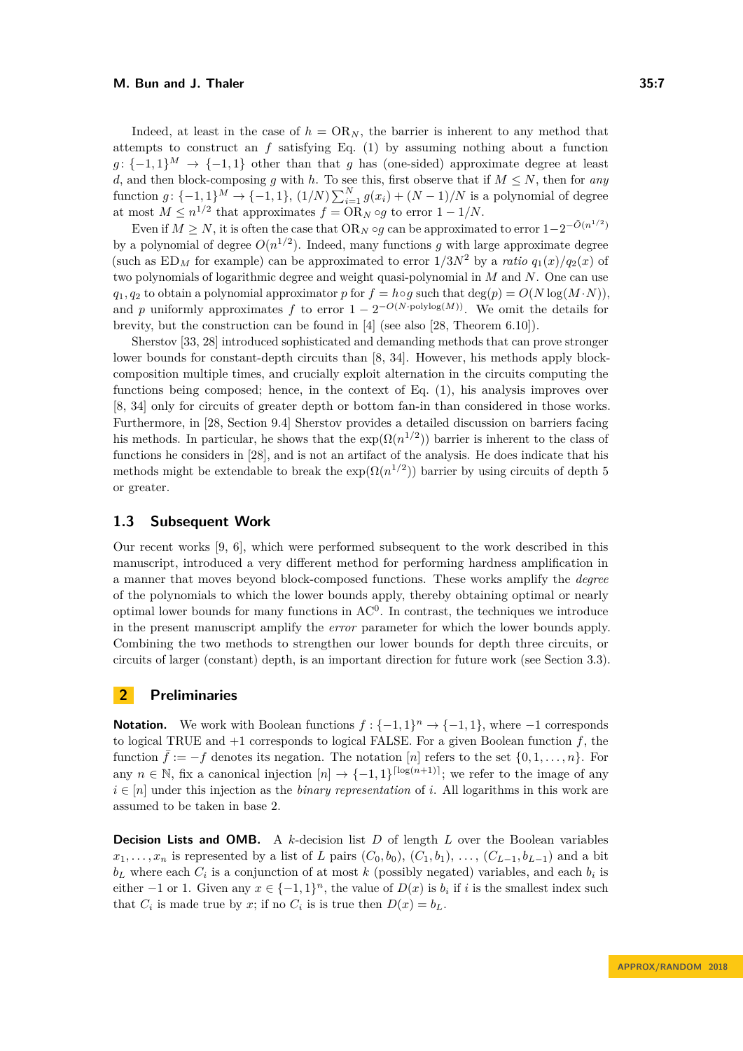Indeed, at least in the case of $h = \mathrm{OR}_N$, the barrier is inherent to any method that attempts to construct an $f$ satisfying Eq. (1) by assuming nothing about a function $g\colon \{-1,1\}^M \to \{-1,1\}$ other than that $g$ has (one-sided) approximate degree at least $d$, and then block-composing $g$ with $h$. To see this, first observe that if $M \leq N$, then for *any* function $g\colon \{-1,1\}^M \to \{-1,1\}$, $(1/N)\sum_{i=1}^{N} g(x_i) + (N-1)/N$ is a polynomial of degree at most $M \leq n^{1/2}$ that approximates $f = \mathrm{OR}_N \circ g$ to error $1 - 1/N$.

Even if $M \geq N$, it is often the case that $\mathrm{OR}_N \circ g$ can be approximated to error $1-2^{-\tilde{O}(n^{1/2})}$ by a polynomial of degree $O(n^{1/2})$. Indeed, many functions $g$ with large approximate degree (such as $\mathrm{ED}_M$ for example) can be approximated to error $1/3N^2$ by a *ratio* $q_1(x)/q_2(x)$ of two polynomials of logarithmic degree and weight quasi-polynomial in $M$ and $N$. One can use $q_1, q_2$ to obtain a polynomial approximator $p$ for $f = h \circ g$ such that $\deg(p) = O(N \log(M \cdot N))$, and $p$ uniformly approximates $f$ to error $1 - 2^{-O(N \cdot \mathrm{polylog}(M))}$. We omit the details for brevity, but the construction can be found in [4] (see also [28, Theorem 6.10]).

Sherstov [33, 28] introduced sophisticated and demanding methods that can prove stronger lower bounds for constant-depth circuits than [8, 34]. However, his methods apply block-composition multiple times, and crucially exploit alternation in the circuits computing the functions being composed; hence, in the context of Eq. (1), his analysis improves over [8, 34] only for circuits of greater depth or bottom fan-in than considered in those works. Furthermore, in [28, Section 9.4] Sherstov provides a detailed discussion on barriers facing his methods. In particular, he shows that the $\exp(\Omega(n^{1/2}))$ barrier is inherent to the class of functions he considers in [28], and is not an artifact of the analysis. He does indicate that his methods might be extendable to break the $\exp(\Omega(n^{1/2}))$ barrier by using circuits of depth 5 or greater.

### 1.3 Subsequent Work

Our recent works [9, 6], which were performed subsequent to the work described in this manuscript, introduced a very different method for performing hardness amplification in a manner that moves beyond block-composed functions. These works amplify the *degree* of the polynomials to which the lower bounds apply, thereby obtaining optimal or nearly optimal lower bounds for many functions in $\mathrm{AC}^0$. In contrast, the techniques we introduce in the present manuscript amplify the *error* parameter for which the lower bounds apply. Combining the two methods to strengthen our lower bounds for depth three circuits, or circuits of larger (constant) depth, is an important direction for future work (see Section 3.3).

## 2 Preliminaries

**Notation.** We work with Boolean functions $f : \{-1,1\}^n \to \{-1,1\}$, where $-1$ corresponds to logical TRUE and $+1$ corresponds to logical FALSE. For a given Boolean function $f$, the function $\bar{f} := -f$ denotes its negation. The notation $[n]$ refers to the set $\{0, 1, \ldots, n\}$. For any $n \in \mathbb{N}$, fix a canonical injection $[n] \to \{-1,1\}^{\lceil \log(n+1) \rceil}$; we refer to the image of any $i \in [n]$ under this injection as the *binary representation* of $i$. All logarithms in this work are assumed to be taken in base 2.

**Decision Lists and OMB.** A $k$-decision list $D$ of length $L$ over the Boolean variables $x_1, \ldots, x_n$ is represented by a list of $L$ pairs $(C_0, b_0)$, $(C_1, b_1)$, $\ldots$, $(C_{L-1}, b_{L-1})$ and a bit $b_L$ where each $C_i$ is a conjunction of at most $k$ (possibly negated) variables, and each $b_i$ is either $-1$ or $1$. Given any $x \in \{-1,1\}^n$, the value of $D(x)$ is $b_i$ if $i$ is the smallest index such that $C_i$ is made true by $x$; if no $C_i$ is true then $D(x) = b_L$.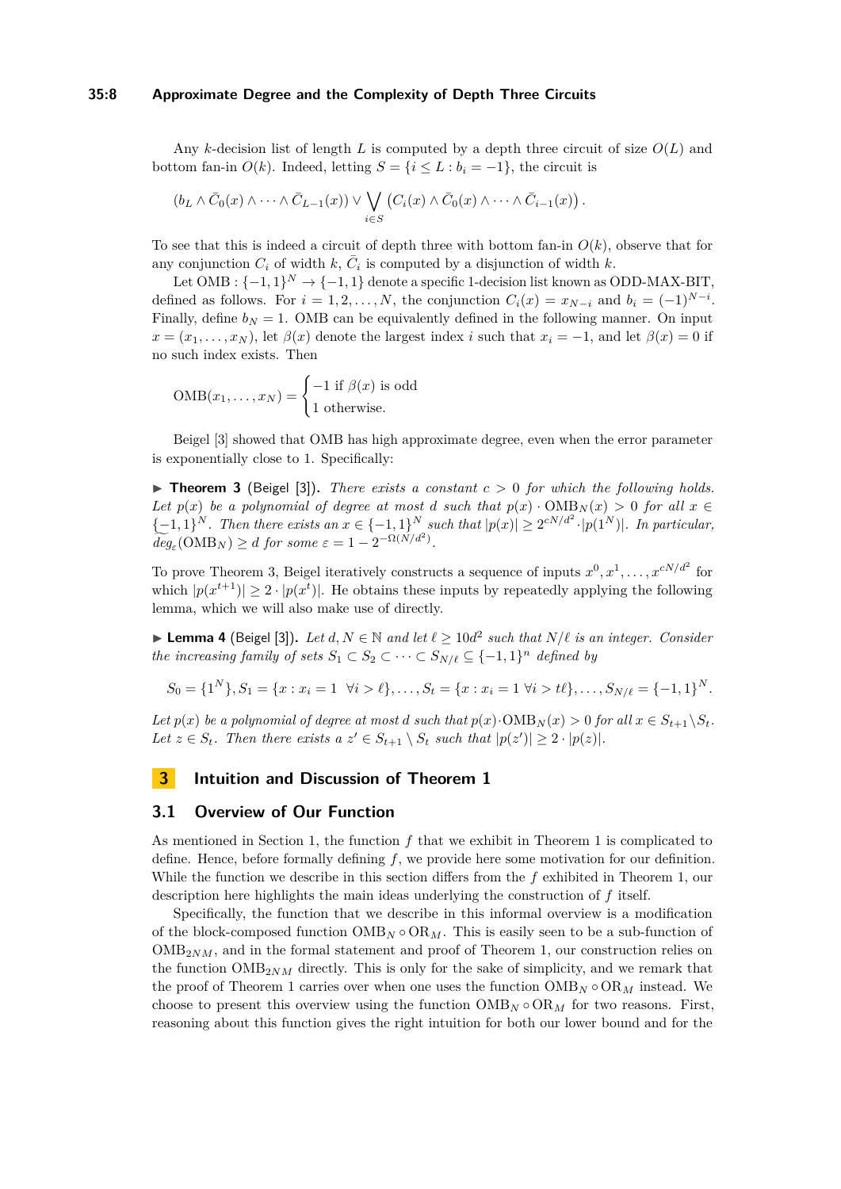Any $k$-decision list of length $L$ is computed by a depth three circuit of size $O(L)$ and bottom fan-in $O(k)$. Indeed, letting $S = \{i \leq L : b_i = -1\}$, the circuit is

$$(b_L \wedge \bar{C}_0(x) \wedge \cdots \wedge \bar{C}_{L-1}(x)) \vee \bigvee_{i \in S} \left(C_i(x) \wedge \bar{C}_0(x) \wedge \cdots \wedge \bar{C}_{i-1}(x)\right).$$

To see that this is indeed a circuit of depth three with bottom fan-in $O(k)$, observe that for any conjunction $C_i$ of width $k$, $\bar{C}_i$ is computed by a disjunction of width $k$.

Let $\text{OMB} : \{-1,1\}^N \to \{-1,1\}$ denote a specific 1-decision list known as ODD-MAX-BIT, defined as follows. For $i = 1, 2, \ldots, N$, the conjunction $C_i(x) = x_{N-i}$ and $b_i = (-1)^{N-i}$. Finally, define $b_N = 1$. OMB can be equivalently defined in the following manner. On input $x = (x_1, \ldots, x_N)$, let $\beta(x)$ denote the largest index $i$ such that $x_i = -1$, and let $\beta(x) = 0$ if no such index exists. Then

$$\text{OMB}(x_1, \ldots, x_N) = \begin{cases} -1 \text{ if } \beta(x) \text{ is odd} \\ 1 \text{ otherwise.} \end{cases}$$

Beigel [3] showed that OMB has high approximate degree, even when the error parameter is exponentially close to 1. Specifically:

▶ **Theorem 3** (Beigel [3]). *There exists a constant $c > 0$ for which the following holds. Let $p(x)$ be a polynomial of degree at most $d$ such that $p(x) \cdot \text{OMB}_N(x) > 0$ for all $x \in \{-1,1\}^N$. Then there exists an $x \in \{-1,1\}^N$ such that $|p(x)| \geq 2^{cN/d^2} \cdot |p(1^N)|$. In particular, $\widetilde{deg}_\varepsilon(\text{OMB}_N) \geq d$ for some $\varepsilon = 1 - 2^{-\Omega(N/d^2)}$.*

To prove Theorem 3, Beigel iteratively constructs a sequence of inputs $x^0, x^1, \ldots, x^{cN/d^2}$ for which $|p(x^{t+1})| \geq 2 \cdot |p(x^t)|$. He obtains these inputs by repeatedly applying the following lemma, which we will also make use of directly.

▶ **Lemma 4** (Beigel [3]). *Let $d, N \in \mathbb{N}$ and let $\ell \geq 10d^2$ such that $N/\ell$ is an integer. Consider the increasing family of sets $S_1 \subset S_2 \subset \cdots \subset S_{N/\ell} \subseteq \{-1,1\}^n$ defined by*

$$S_0 = \{1^N\}, S_1 = \{x : x_i = 1 \ \ \forall i > \ell\}, \ldots, S_t = \{x : x_i = 1 \ \forall i > t\ell\}, \ldots, S_{N/\ell} = \{-1,1\}^N.$$

*Let $p(x)$ be a polynomial of degree at most $d$ such that $p(x) \cdot \text{OMB}_N(x) > 0$ for all $x \in S_{t+1} \setminus S_t$. Let $z \in S_t$. Then there exists a $z' \in S_{t+1} \setminus S_t$ such that $|p(z')| \geq 2 \cdot |p(z)|$.*

## 3 Intuition and Discussion of Theorem 1

### 3.1 Overview of Our Function

As mentioned in Section 1, the function $f$ that we exhibit in Theorem 1 is complicated to define. Hence, before formally defining $f$, we provide here some motivation for our definition. While the function we describe in this section differs from the $f$ exhibited in Theorem 1, our description here highlights the main ideas underlying the construction of $f$ itself.

Specifically, the function that we describe in this informal overview is a modification of the block-composed function $\text{OMB}_N \circ \text{OR}_M$. This is easily seen to be a sub-function of $\text{OMB}_{2NM}$, and in the formal statement and proof of Theorem 1, our construction relies on the function $\text{OMB}_{2NM}$ directly. This is only for the sake of simplicity, and we remark that the proof of Theorem 1 carries over when one uses the function $\text{OMB}_N \circ \text{OR}_M$ instead. We choose to present this overview using the function $\text{OMB}_N \circ \text{OR}_M$ for two reasons. First, reasoning about this function gives the right intuition for both our lower bound and for the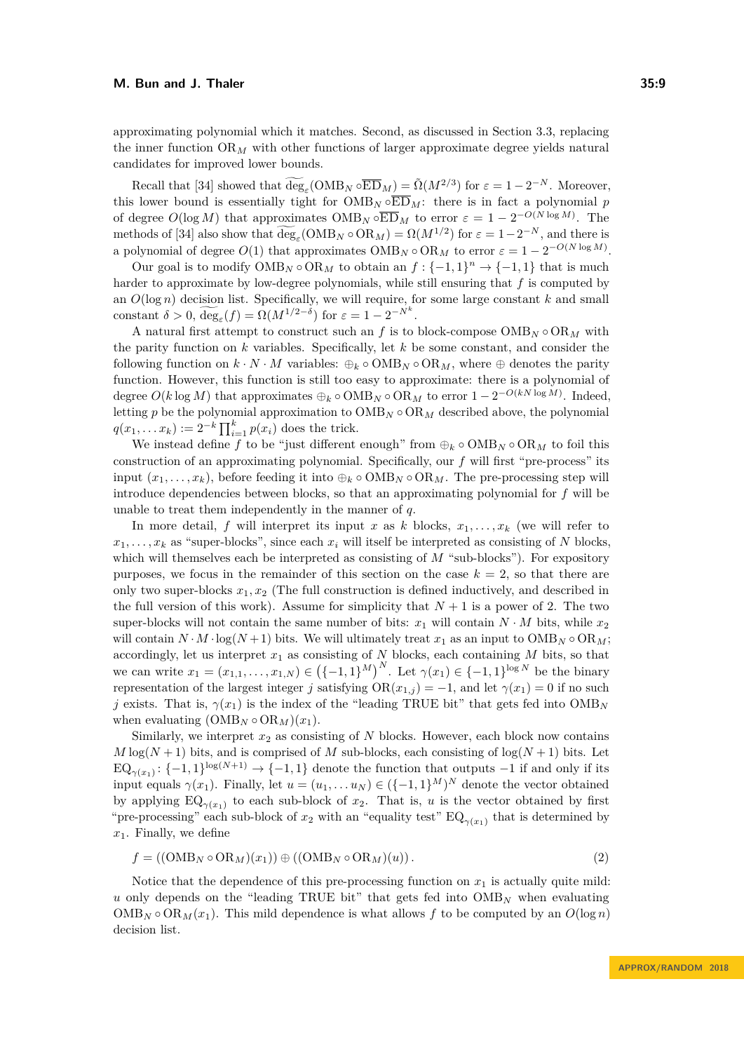approximating polynomial which it matches. Second, as discussed in Section 3.3, replacing the inner function $\mathrm{OR}_M$ with other functions of larger approximate degree yields natural candidates for improved lower bounds.

Recall that [34] showed that $\widetilde{\deg}_\varepsilon(\mathrm{OMB}_N \circ \overline{\mathrm{ED}}_M) = \tilde{\Omega}(M^{2/3})$ for $\varepsilon = 1 - 2^{-N}$. Moreover, this lower bound is essentially tight for $\mathrm{OMB}_N \circ \overline{\mathrm{ED}}_M$: there is in fact a polynomial $p$ of degree $O(\log M)$ that approximates $\mathrm{OMB}_N \circ \overline{\mathrm{ED}}_M$ to error $\varepsilon = 1 - 2^{-O(N \log M)}$. The methods of [34] also show that $\widetilde{\deg}_\varepsilon(\mathrm{OMB}_N \circ \mathrm{OR}_M) = \Omega(M^{1/2})$ for $\varepsilon = 1 - 2^{-N}$, and there is a polynomial of degree $O(1)$ that approximates $\mathrm{OMB}_N \circ \mathrm{OR}_M$ to error $\varepsilon = 1 - 2^{-O(N \log M)}$.

Our goal is to modify $\mathrm{OMB}_N \circ \mathrm{OR}_M$ to obtain an $f : \{-1, 1\}^n \to \{-1, 1\}$ that is much harder to approximate by low-degree polynomials, while still ensuring that $f$ is computed by an $O(\log n)$ decision list. Specifically, we will require, for some large constant $k$ and small constant $\delta > 0$, $\widetilde{\deg}_\varepsilon(f) = \Omega(M^{1/2 - \delta})$ for $\varepsilon = 1 - 2^{-N^k}$.

A natural first attempt to construct such an $f$ is to block-compose $\mathrm{OMB}_N \circ \mathrm{OR}_M$ with the parity function on $k$ variables. Specifically, let $k$ be some constant, and consider the following function on $k \cdot N \cdot M$ variables: $\oplus_k \circ \mathrm{OMB}_N \circ \mathrm{OR}_M$, where $\oplus$ denotes the parity function. However, this function is still too easy to approximate: there is a polynomial of degree $O(k \log M)$ that approximates $\oplus_k \circ \mathrm{OMB}_N \circ \mathrm{OR}_M$ to error $1 - 2^{-O(kN \log M)}$. Indeed, letting $p$ be the polynomial approximation to $\mathrm{OMB}_N \circ \mathrm{OR}_M$ described above, the polynomial $q(x_1, \dots x_k) := 2^{-k} \prod_{i=1}^{k} p(x_i)$ does the trick.

We instead define $f$ to be "just different enough" from $\oplus_k \circ \mathrm{OMB}_N \circ \mathrm{OR}_M$ to foil this construction of an approximating polynomial. Specifically, our $f$ will first "pre-process" its input $(x_1, \dots, x_k)$, before feeding it into $\oplus_k \circ \mathrm{OMB}_N \circ \mathrm{OR}_M$. The pre-processing step will introduce dependencies between blocks, so that an approximating polynomial for $f$ will be unable to treat them independently in the manner of $q$.

In more detail, $f$ will interpret its input $x$ as $k$ blocks, $x_1, \dots, x_k$ (we will refer to $x_1, \dots, x_k$ as "super-blocks", since each $x_i$ will itself be interpreted as consisting of $N$ blocks, which will themselves each be interpreted as consisting of $M$ "sub-blocks"). For expository purposes, we focus in the remainder of this section on the case $k = 2$, so that there are only two super-blocks $x_1, x_2$ (The full construction is defined inductively, and described in the full version of this work). Assume for simplicity that $N + 1$ is a power of 2. The two super-blocks will not contain the same number of bits: $x_1$ will contain $N \cdot M$ bits, while $x_2$ will contain $N \cdot M \cdot \log(N+1)$ bits. We will ultimately treat $x_1$ as an input to $\mathrm{OMB}_N \circ \mathrm{OR}_M$; accordingly, let us interpret $x_1$ as consisting of $N$ blocks, each containing $M$ bits, so that we can write $x_1 = (x_{1,1}, \dots, x_{1,N}) \in \left(\{-1, 1\}^M\right)^N$. Let $\gamma(x_1) \in \{-1, 1\}^{\log N}$ be the binary representation of the largest integer $j$ satisfying $\mathrm{OR}(x_{1,j}) = -1$, and let $\gamma(x_1) = 0$ if no such $j$ exists. That is, $\gamma(x_1)$ is the index of the "leading TRUE bit" that gets fed into $\mathrm{OMB}_N$ when evaluating $(\mathrm{OMB}_N \circ \mathrm{OR}_M)(x_1)$.

Similarly, we interpret $x_2$ as consisting of $N$ blocks. However, each block now contains $M \log(N + 1)$ bits, and is comprised of $M$ sub-blocks, each consisting of $\log(N + 1)$ bits. Let $\mathrm{EQ}_{\gamma(x_1)} \colon \{-1, 1\}^{\log(N+1)} \to \{-1, 1\}$ denote the function that outputs $-1$ if and only if its input equals $\gamma(x_1)$. Finally, let $u = (u_1, \dots u_N) \in (\{-1, 1\}^M)^N$ denote the vector obtained by applying $\mathrm{EQ}_{\gamma(x_1)}$ to each sub-block of $x_2$. That is, $u$ is the vector obtained by first "pre-processing" each sub-block of $x_2$ with an "equality test" $\mathrm{EQ}_{\gamma(x_1)}$ that is determined by $x_1$. Finally, we define

$$f = ((\mathrm{OMB}_N \circ \mathrm{OR}_M)(x_1)) \oplus ((\mathrm{OMB}_N \circ \mathrm{OR}_M)(u)). \tag{2}$$

Notice that the dependence of this pre-processing function on $x_1$ is actually quite mild: $u$ only depends on the "leading TRUE bit" that gets fed into $\mathrm{OMB}_N$ when evaluating $\mathrm{OMB}_N \circ \mathrm{OR}_M(x_1)$. This mild dependence is what allows $f$ to be computed by an $O(\log n)$ decision list.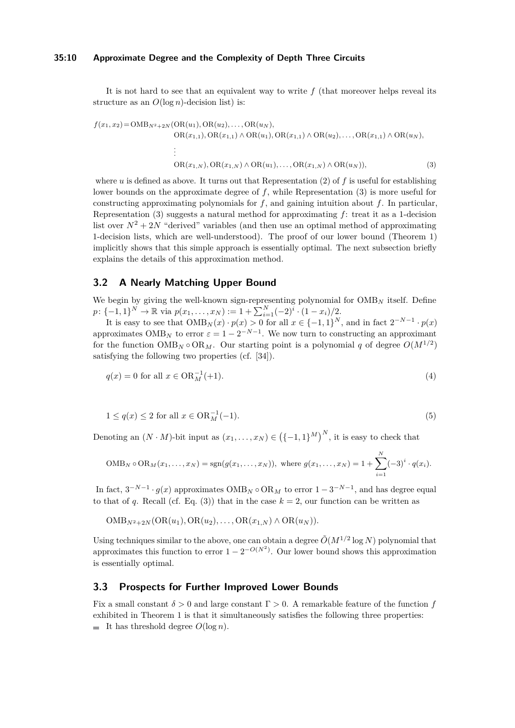It is not hard to see that an equivalent way to write $f$ (that moreover helps reveal its structure as an $O(\log n)$-decision list) is:

$$
\begin{aligned}
f(x_1, x_2) = \mathrm{OMB}_{N^2+2N}(&\mathrm{OR}(u_1), \mathrm{OR}(u_2), \ldots, \mathrm{OR}(u_N), \\
&\mathrm{OR}(x_{1,1}), \mathrm{OR}(x_{1,1}) \wedge \mathrm{OR}(u_1), \mathrm{OR}(x_{1,1}) \wedge \mathrm{OR}(u_2), \ldots, \mathrm{OR}(x_{1,1}) \wedge \mathrm{OR}(u_N), \\
&\vdots \\
&\mathrm{OR}(x_{1,N}), \mathrm{OR}(x_{1,N}) \wedge \mathrm{OR}(u_1), \ldots, \mathrm{OR}(x_{1,N}) \wedge \mathrm{OR}(u_N)),
\end{aligned} \tag{3}
$$

where $u$ is defined as above. It turns out that Representation (2) of $f$ is useful for establishing lower bounds on the approximate degree of $f$, while Representation (3) is more useful for constructing approximating polynomials for $f$, and gaining intuition about $f$. In particular, Representation (3) suggests a natural method for approximating $f$: treat it as a 1-decision list over $N^2 + 2N$ "derived" variables (and then use an optimal method of approximating 1-decision lists, which are well-understood). The proof of our lower bound (Theorem 1) implicitly shows that this simple approach is essentially optimal. The next subsection briefly explains the details of this approximation method.

## 3.2 A Nearly Matching Upper Bound

We begin by giving the well-known sign-representing polynomial for $\mathrm{OMB}_N$ itself. Define $p\colon \{-1,1\}^N \to \mathbb{R}$ via $p(x_1, \ldots, x_N) := 1 + \sum_{i=1}^{N} (-2)^i \cdot (1 - x_i)/2$.

It is easy to see that $\mathrm{OMB}_N(x) \cdot p(x) > 0$ for all $x \in \{-1,1\}^N$, and in fact $2^{-N-1} \cdot p(x)$ approximates $\mathrm{OMB}_N$ to error $\varepsilon = 1 - 2^{-N-1}$. We now turn to constructing an approximant for the function $\mathrm{OMB}_N \circ \mathrm{OR}_M$. Our starting point is a polynomial $q$ of degree $O(M^{1/2})$ satisfying the following two properties (cf. [34]).

$$
q(x) = 0 \text{ for all } x \in \mathrm{OR}_M^{-1}(+1). \tag{4}
$$

$$
1 \leq q(x) \leq 2 \text{ for all } x \in \mathrm{OR}_M^{-1}(-1). \tag{5}
$$

Denoting an $(N \cdot M)$-bit input as $(x_1, \ldots, x_N) \in \left(\{-1,1\}^M\right)^N$, it is easy to check that

$$
\mathrm{OMB}_N \circ \mathrm{OR}_M(x_1, \ldots, x_N) = \mathrm{sgn}(g(x_1, \ldots, x_N)), \text{ where } g(x_1, \ldots, x_N) = 1 + \sum_{i=1}^{N} (-3)^i \cdot q(x_i).
$$

In fact, $3^{-N-1} \cdot g(x)$ approximates $\mathrm{OMB}_N \circ \mathrm{OR}_M$ to error $1 - 3^{-N-1}$, and has degree equal to that of $q$. Recall (cf. Eq. (3)) that in the case $k = 2$, our function can be written as

$$
\mathrm{OMB}_{N^2+2N}(\mathrm{OR}(u_1), \mathrm{OR}(u_2), \ldots, \mathrm{OR}(x_{1,N}) \wedge \mathrm{OR}(u_N)).
$$

Using techniques similar to the above, one can obtain a degree $\tilde{O}(M^{1/2} \log N)$ polynomial that approximates this function to error $1 - 2^{-O(N^2)}$. Our lower bound shows this approximation is essentially optimal.

## 3.3 Prospects for Further Improved Lower Bounds

Fix a small constant $\delta > 0$ and large constant $\Gamma > 0$. A remarkable feature of the function $f$ exhibited in Theorem 1 is that it simultaneously satisfies the following three properties:

- It has threshold degree $O(\log n)$.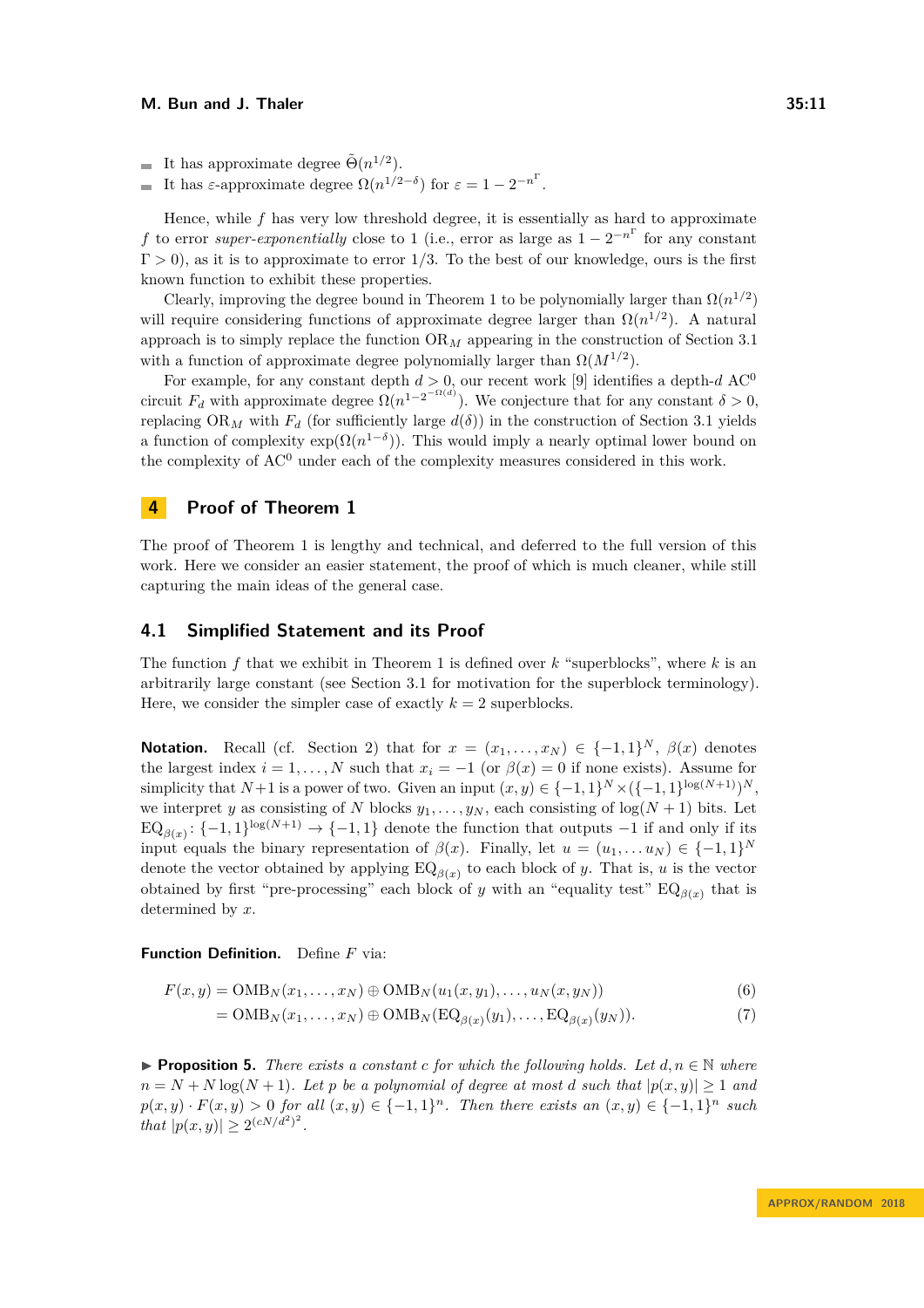- It has approximate degree $\tilde{\Theta}(n^{1/2})$.
- It has $\varepsilon$-approximate degree $\Omega(n^{1/2-\delta})$ for $\varepsilon = 1 - 2^{-n^{\Gamma}}$.

Hence, while $f$ has very low threshold degree, it is essentially as hard to approximate $f$ to error *super-exponentially* close to 1 (i.e., error as large as $1 - 2^{-n^{\Gamma}}$ for any constant $\Gamma > 0$), as it is to approximate to error $1/3$. To the best of our knowledge, ours is the first known function to exhibit these properties.

Clearly, improving the degree bound in Theorem 1 to be polynomially larger than $\Omega(n^{1/2})$ will require considering functions of approximate degree larger than $\Omega(n^{1/2})$. A natural approach is to simply replace the function $\mathrm{OR}_M$ appearing in the construction of Section 3.1 with a function of approximate degree polynomially larger than $\Omega(M^{1/2})$.

For example, for any constant depth $d > 0$, our recent work [9] identifies a depth-$d$ $\mathrm{AC}^0$ circuit $F_d$ with approximate degree $\Omega(n^{1-2^{-\Omega(d)}})$. We conjecture that for any constant $\delta > 0$, replacing $\mathrm{OR}_M$ with $F_d$ (for sufficiently large $d(\delta)$) in the construction of Section 3.1 yields a function of complexity $\exp(\Omega(n^{1-\delta}))$. This would imply a nearly optimal lower bound on the complexity of $\mathrm{AC}^0$ under each of the complexity measures considered in this work.

## 4 Proof of Theorem 1

The proof of Theorem 1 is lengthy and technical, and deferred to the full version of this work. Here we consider an easier statement, the proof of which is much cleaner, while still capturing the main ideas of the general case.

### 4.1 Simplified Statement and its Proof

The function $f$ that we exhibit in Theorem 1 is defined over $k$ "superblocks", where $k$ is an arbitrarily large constant (see Section 3.1 for motivation for the superblock terminology). Here, we consider the simpler case of exactly $k = 2$ superblocks.

**Notation.** Recall (cf. Section 2) that for $x = (x_1, \ldots, x_N) \in \{-1,1\}^N$, $\beta(x)$ denotes the largest index $i = 1, \ldots, N$ such that $x_i = -1$ (or $\beta(x) = 0$ if none exists). Assume for simplicity that $N+1$ is a power of two. Given an input $(x, y) \in \{-1,1\}^N \times (\{-1,1\}^{\log(N+1)})^N$, we interpret $y$ as consisting of $N$ blocks $y_1, \ldots, y_N$, each consisting of $\log(N+1)$ bits. Let $\mathrm{EQ}_{\beta(x)} \colon \{-1,1\}^{\log(N+1)} \to \{-1,1\}$ denote the function that outputs $-1$ if and only if its input equals the binary representation of $\beta(x)$. Finally, let $u = (u_1, \ldots u_N) \in \{-1,1\}^N$ denote the vector obtained by applying $\mathrm{EQ}_{\beta(x)}$ to each block of $y$. That is, $u$ is the vector obtained by first "pre-processing" each block of $y$ with an "equality test" $\mathrm{EQ}_{\beta(x)}$ that is determined by $x$.

**Function Definition.** Define $F$ via:

$$F(x, y) = \mathrm{OMB}_N(x_1, \ldots, x_N) \oplus \mathrm{OMB}_N(u_1(x, y_1), \ldots, u_N(x, y_N)) \tag{6}$$

$$= \mathrm{OMB}_N(x_1, \ldots, x_N) \oplus \mathrm{OMB}_N(\mathrm{EQ}_{\beta(x)}(y_1), \ldots, \mathrm{EQ}_{\beta(x)}(y_N)). \tag{7}$$

▶ **Proposition 5.** *There exists a constant $c$ for which the following holds. Let $d, n \in \mathbb{N}$ where $n = N + N \log(N+1)$. Let $p$ be a polynomial of degree at most $d$ such that $|p(x, y)| \geq 1$ and $p(x, y) \cdot F(x, y) > 0$ for all $(x, y) \in \{-1,1\}^n$. Then there exists an $(x, y) \in \{-1,1\}^n$ such that $|p(x, y)| \geq 2^{(cN/d^2)^2}$.*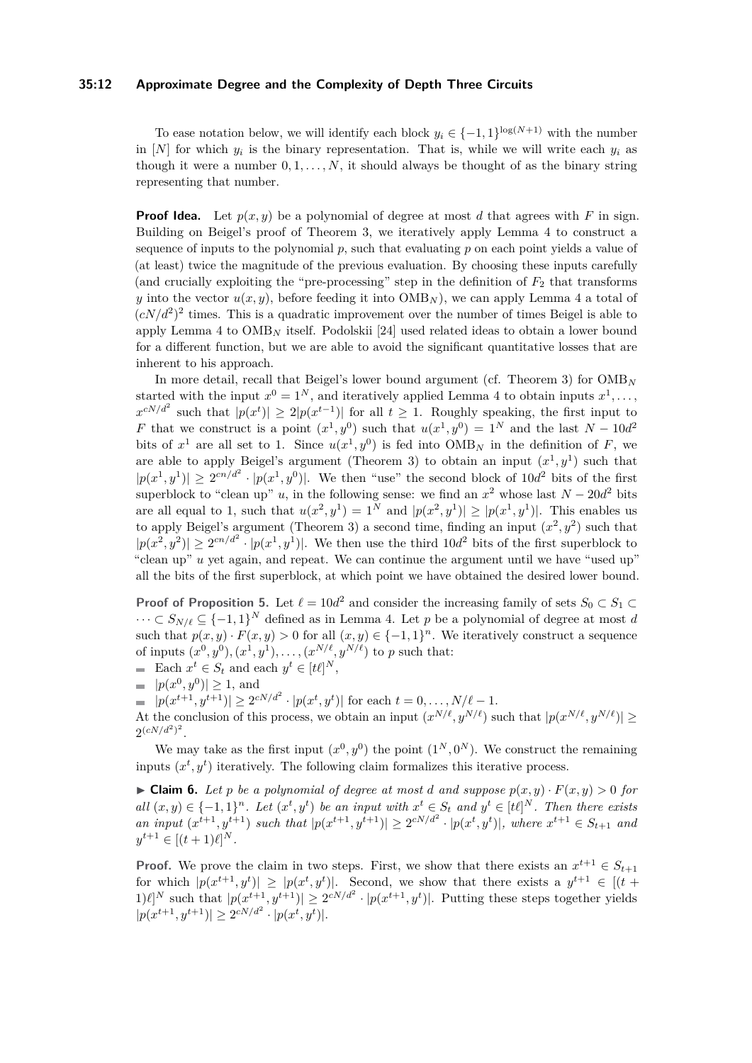To ease notation below, we will identify each block $y_i \in \{-1,1\}^{\log(N+1)}$ with the number in $[N]$ for which $y_i$ is the binary representation. That is, while we will write each $y_i$ as though it were a number $0, 1, \ldots, N$, it should always be thought of as the binary string representing that number.

**Proof Idea.** Let $p(x, y)$ be a polynomial of degree at most $d$ that agrees with $F$ in sign. Building on Beigel's proof of Theorem 3, we iteratively apply Lemma 4 to construct a sequence of inputs to the polynomial $p$, such that evaluating $p$ on each point yields a value of (at least) twice the magnitude of the previous evaluation. By choosing these inputs carefully (and crucially exploiting the "pre-processing" step in the definition of $F_2$ that transforms $y$ into the vector $u(x, y)$, before feeding it into $\mathrm{OMB}_N$), we can apply Lemma 4 a total of $(cN/d^2)^2$ times. This is a quadratic improvement over the number of times Beigel is able to apply Lemma 4 to $\mathrm{OMB}_N$ itself. Podolskii [24] used related ideas to obtain a lower bound for a different function, but we are able to avoid the significant quantitative losses that are inherent to his approach.

In more detail, recall that Beigel's lower bound argument (cf. Theorem 3) for $\mathrm{OMB}_N$ started with the input $x^0 = 1^N$, and iteratively applied Lemma 4 to obtain inputs $x^1, \ldots, x^{cN/d^2}$ such that $|p(x^t)| \geq 2|p(x^{t-1})|$ for all $t \geq 1$. Roughly speaking, the first input to $F$ that we construct is a point $(x^1, y^0)$ such that $u(x^1, y^0) = 1^N$ and the last $N - 10d^2$ bits of $x^1$ are all set to 1. Since $u(x^1, y^0)$ is fed into $\mathrm{OMB}_N$ in the definition of $F$, we are able to apply Beigel's argument (Theorem 3) to obtain an input $(x^1, y^1)$ such that $|p(x^1, y^1)| \geq 2^{cn/d^2} \cdot |p(x^1, y^0)|$. We then "use" the second block of $10d^2$ bits of the first superblock to "clean up" $u$, in the following sense: we find an $x^2$ whose last $N - 20d^2$ bits are all equal to 1, such that $u(x^2, y^1) = 1^N$ and $|p(x^2, y^1)| \geq |p(x^1, y^1)|$. This enables us to apply Beigel's argument (Theorem 3) a second time, finding an input $(x^2, y^2)$ such that $|p(x^2, y^2)| \geq 2^{cn/d^2} \cdot |p(x^1, y^1)|$. We then use the third $10d^2$ bits of the first superblock to "clean up" $u$ yet again, and repeat. We can continue the argument until we have "used up" all the bits of the first superblock, at which point we have obtained the desired lower bound.

**Proof of Proposition 5.** Let $\ell = 10d^2$ and consider the increasing family of sets $S_0 \subset S_1 \subset \cdots \subset S_{N/\ell} \subseteq \{-1,1\}^N$ defined as in Lemma 4. Let $p$ be a polynomial of degree at most $d$ such that $p(x, y) \cdot F(x, y) > 0$ for all $(x, y) \in \{-1,1\}^n$. We iteratively construct a sequence of inputs $(x^0, y^0), (x^1, y^1), \ldots, (x^{N/\ell}, y^{N/\ell})$ to $p$ such that:

- Each $x^t \in S_t$ and each $y^t \in [t\ell]^N$,
- $|p(x^0, y^0)| \geq 1$, and
- $|p(x^{t+1}, y^{t+1})| \geq 2^{cN/d^2} \cdot |p(x^t, y^t)|$ for each $t = 0, \ldots, N/\ell - 1$.

At the conclusion of this process, we obtain an input $(x^{N/\ell}, y^{N/\ell})$ such that $|p(x^{N/\ell}, y^{N/\ell})| \geq 2^{(cN/d^2)^2}$.

We may take as the first input $(x^0, y^0)$ the point $(1^N, 0^N)$. We construct the remaining inputs $(x^t, y^t)$ iteratively. The following claim formalizes this iterative process.

▶ **Claim 6.** *Let $p$ be a polynomial of degree at most $d$ and suppose $p(x, y) \cdot F(x, y) > 0$ for all $(x, y) \in \{-1,1\}^n$. Let $(x^t, y^t)$ be an input with $x^t \in S_t$ and $y^t \in [t\ell]^N$. Then there exists an input $(x^{t+1}, y^{t+1})$ such that $|p(x^{t+1}, y^{t+1})| \geq 2^{cN/d^2} \cdot |p(x^t, y^t)|$, where $x^{t+1} \in S_{t+1}$ and $y^{t+1} \in [(t+1)\ell]^N$.*

**Proof.** We prove the claim in two steps. First, we show that there exists an $x^{t+1} \in S_{t+1}$ for which $|p(x^{t+1}, y^t)| \geq |p(x^t, y^t)|$. Second, we show that there exists a $y^{t+1} \in [(t+1)\ell]^N$ such that $|p(x^{t+1}, y^{t+1})| \geq 2^{cN/d^2} \cdot |p(x^{t+1}, y^t)|$. Putting these steps together yields $|p(x^{t+1}, y^{t+1})| \geq 2^{cN/d^2} \cdot |p(x^t, y^t)|$.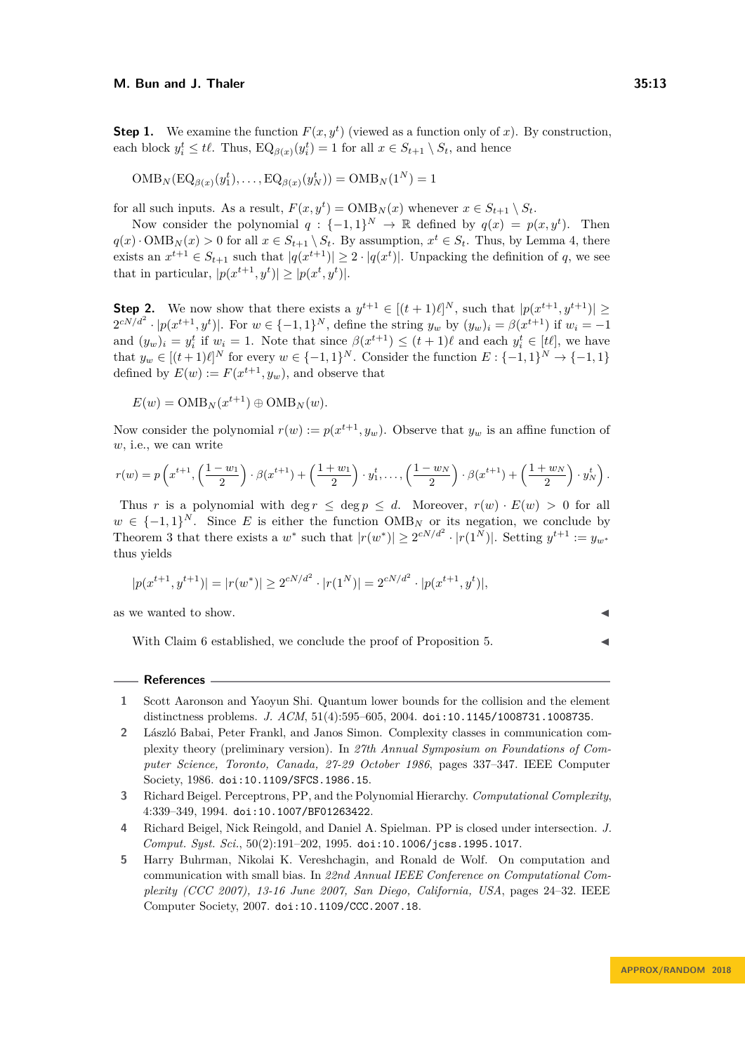**Step 1.** We examine the function $F(x, y^t)$ (viewed as a function only of $x$). By construction, each block $y_i^t \leq t\ell$. Thus, $\mathrm{EQ}_{\beta(x)}(y_i^t) = 1$ for all $x \in S_{t+1} \setminus S_t$, and hence

$$\mathrm{OMB}_N(\mathrm{EQ}_{\beta(x)}(y_1^t), \ldots, \mathrm{EQ}_{\beta(x)}(y_N^t)) = \mathrm{OMB}_N(1^N) = 1$$

for all such inputs. As a result, $F(x, y^t) = \mathrm{OMB}_N(x)$ whenever $x \in S_{t+1} \setminus S_t$.

Now consider the polynomial $q : \{-1, 1\}^N \to \mathbb{R}$ defined by $q(x) = p(x, y^t)$. Then $q(x) \cdot \mathrm{OMB}_N(x) > 0$ for all $x \in S_{t+1} \setminus S_t$. By assumption, $x^t \in S_t$. Thus, by Lemma 4, there exists an $x^{t+1} \in S_{t+1}$ such that $|q(x^{t+1})| \geq 2 \cdot |q(x^t)|$. Unpacking the definition of $q$, we see that in particular, $|p(x^{t+1}, y^t)| \geq |p(x^t, y^t)|$.

**Step 2.** We now show that there exists a $y^{t+1} \in [(t+1)\ell]^N$, such that $|p(x^{t+1}, y^{t+1})| \geq 2^{cN/d^2} \cdot |p(x^{t+1}, y^t)|$. For $w \in \{-1, 1\}^N$, define the string $y_w$ by $(y_w)_i = \beta(x^{t+1})$ if $w_i = -1$ and $(y_w)_i = y_i^t$ if $w_i = 1$. Note that since $\beta(x^{t+1}) \leq (t+1)\ell$ and each $y_i^t \in [t\ell]$, we have that $y_w \in [(t+1)\ell]^N$ for every $w \in \{-1, 1\}^N$. Consider the function $E : \{-1, 1\}^N \to \{-1, 1\}$ defined by $E(w) := F(x^{t+1}, y_w)$, and observe that

$$E(w) = \mathrm{OMB}_N(x^{t+1}) \oplus \mathrm{OMB}_N(w).$$

Now consider the polynomial $r(w) := p(x^{t+1}, y_w)$. Observe that $y_w$ is an affine function of $w$, i.e., we can write

$$r(w) = p\left(x^{t+1}, \left(\frac{1 - w_1}{2}\right) \cdot \beta(x^{t+1}) + \left(\frac{1 + w_1}{2}\right) \cdot y_1^t, \ldots, \left(\frac{1 - w_N}{2}\right) \cdot \beta(x^{t+1}) + \left(\frac{1 + w_N}{2}\right) \cdot y_N^t\right).$$

Thus $r$ is a polynomial with $\deg r \leq \deg p \leq d$. Moreover, $r(w) \cdot E(w) > 0$ for all $w \in \{-1, 1\}^N$. Since $E$ is either the function $\mathrm{OMB}_N$ or its negation, we conclude by Theorem 3 that there exists a $w^*$ such that $|r(w^*)| \geq 2^{cN/d^2} \cdot |r(1^N)|$. Setting $y^{t+1} := y_{w^*}$ thus yields

$$|p(x^{t+1}, y^{t+1})| = |r(w^*)| \geq 2^{cN/d^2} \cdot |r(1^N)| = 2^{cN/d^2} \cdot |p(x^{t+1}, y^t)|,$$

as we wanted to show. ◀

With Claim 6 established, we conclude the proof of Proposition 5. ◀

## References

1. Scott Aaronson and Yaoyun Shi. Quantum lower bounds for the collision and the element distinctness problems. *J. ACM*, 51(4):595–605, 2004. doi:10.1145/1008731.1008735.
2. László Babai, Peter Frankl, and Janos Simon. Complexity classes in communication complexity theory (preliminary version). In *27th Annual Symposium on Foundations of Computer Science, Toronto, Canada, 27-29 October 1986*, pages 337–347. IEEE Computer Society, 1986. doi:10.1109/SFCS.1986.15.
3. Richard Beigel. Perceptrons, PP, and the Polynomial Hierarchy. *Computational Complexity*, 4:339–349, 1994. doi:10.1007/BF01263422.
4. Richard Beigel, Nick Reingold, and Daniel A. Spielman. PP is closed under intersection. *J. Comput. Syst. Sci.*, 50(2):191–202, 1995. doi:10.1006/jcss.1995.1017.
5. Harry Buhrman, Nikolai K. Vereshchagin, and Ronald de Wolf. On computation and communication with small bias. In *22nd Annual IEEE Conference on Computational Complexity (CCC 2007), 13-16 June 2007, San Diego, California, USA*, pages 24–32. IEEE Computer Society, 2007. doi:10.1109/CCC.2007.18.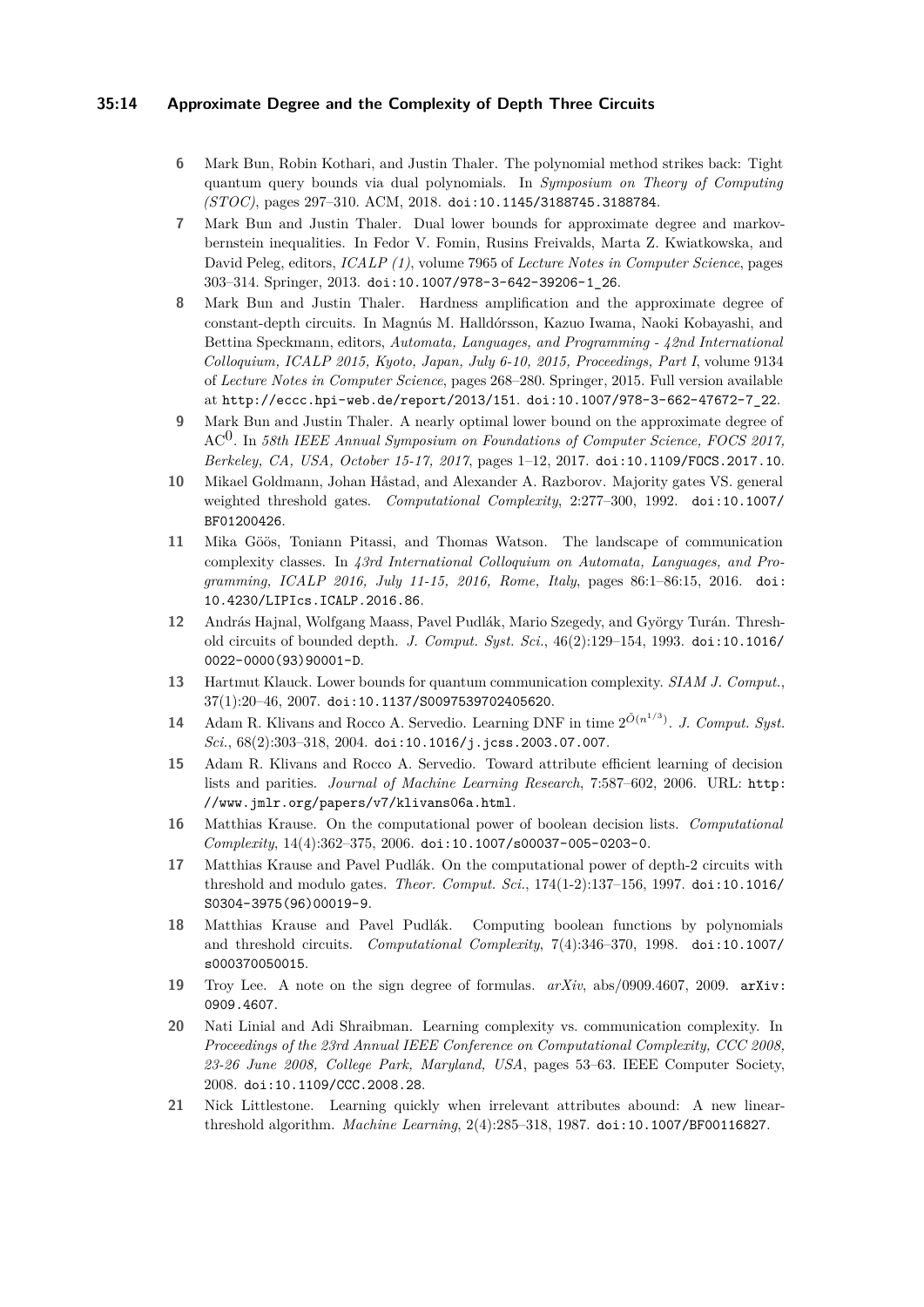6. Mark Bun, Robin Kothari, and Justin Thaler. The polynomial method strikes back: Tight quantum query bounds via dual polynomials. In *Symposium on Theory of Computing (STOC)*, pages 297–310. ACM, 2018. doi:10.1145/3188745.3188784.
7. Mark Bun and Justin Thaler. Dual lower bounds for approximate degree and markov-bernstein inequalities. In Fedor V. Fomin, Rusins Freivalds, Marta Z. Kwiatkowska, and David Peleg, editors, *ICALP (1)*, volume 7965 of *Lecture Notes in Computer Science*, pages 303–314. Springer, 2013. doi:10.1007/978-3-642-39206-1_26.
8. Mark Bun and Justin Thaler. Hardness amplification and the approximate degree of constant-depth circuits. In Magnús M. Halldórsson, Kazuo Iwama, Naoki Kobayashi, and Bettina Speckmann, editors, *Automata, Languages, and Programming - 42nd International Colloquium, ICALP 2015, Kyoto, Japan, July 6-10, 2015, Proceedings, Part I*, volume 9134 of *Lecture Notes in Computer Science*, pages 268–280. Springer, 2015. Full version available at http://eccc.hpi-web.de/report/2013/151. doi:10.1007/978-3-662-47672-7_22.
9. Mark Bun and Justin Thaler. A nearly optimal lower bound on the approximate degree of $\mathrm{AC}^0$. In *58th IEEE Annual Symposium on Foundations of Computer Science, FOCS 2017, Berkeley, CA, USA, October 15-17, 2017*, pages 1–12, 2017. doi:10.1109/FOCS.2017.10.
10. Mikael Goldmann, Johan Håstad, and Alexander A. Razborov. Majority gates VS. general weighted threshold gates. *Computational Complexity*, 2:277–300, 1992. doi:10.1007/BF01200426.
11. Mika Göös, Toniann Pitassi, and Thomas Watson. The landscape of communication complexity classes. In *43rd International Colloquium on Automata, Languages, and Programming, ICALP 2016, July 11-15, 2016, Rome, Italy*, pages 86:1–86:15, 2016. doi:10.4230/LIPIcs.ICALP.2016.86.
12. András Hajnal, Wolfgang Maass, Pavel Pudlák, Mario Szegedy, and György Turán. Threshold circuits of bounded depth. *J. Comput. Syst. Sci.*, 46(2):129–154, 1993. doi:10.1016/0022-0000(93)90001-D.
13. Hartmut Klauck. Lower bounds for quantum communication complexity. *SIAM J. Comput.*, 37(1):20–46, 2007. doi:10.1137/S0097539702405620.
14. Adam R. Klivans and Rocco A. Servedio. Learning DNF in time $2^{\tilde{O}(n^{1/3})}$. *J. Comput. Syst. Sci.*, 68(2):303–318, 2004. doi:10.1016/j.jcss.2003.07.007.
15. Adam R. Klivans and Rocco A. Servedio. Toward attribute efficient learning of decision lists and parities. *Journal of Machine Learning Research*, 7:587–602, 2006. URL: http://www.jmlr.org/papers/v7/klivans06a.html.
16. Matthias Krause. On the computational power of boolean decision lists. *Computational Complexity*, 14(4):362–375, 2006. doi:10.1007/s00037-005-0203-0.
17. Matthias Krause and Pavel Pudlák. On the computational power of depth-2 circuits with threshold and modulo gates. *Theor. Comput. Sci.*, 174(1-2):137–156, 1997. doi:10.1016/S0304-3975(96)00019-9.
18. Matthias Krause and Pavel Pudlák. Computing boolean functions by polynomials and threshold circuits. *Computational Complexity*, 7(4):346–370, 1998. doi:10.1007/s000370050015.
19. Troy Lee. A note on the sign degree of formulas. *arXiv*, abs/0909.4607, 2009. arXiv:0909.4607.
20. Nati Linial and Adi Shraibman. Learning complexity vs. communication complexity. In *Proceedings of the 23rd Annual IEEE Conference on Computational Complexity, CCC 2008, 23-26 June 2008, College Park, Maryland, USA*, pages 53–63. IEEE Computer Society, 2008. doi:10.1109/CCC.2008.28.
21. Nick Littlestone. Learning quickly when irrelevant attributes abound: A new linear-threshold algorithm. *Machine Learning*, 2(4):285–318, 1987. doi:10.1007/BF00116827.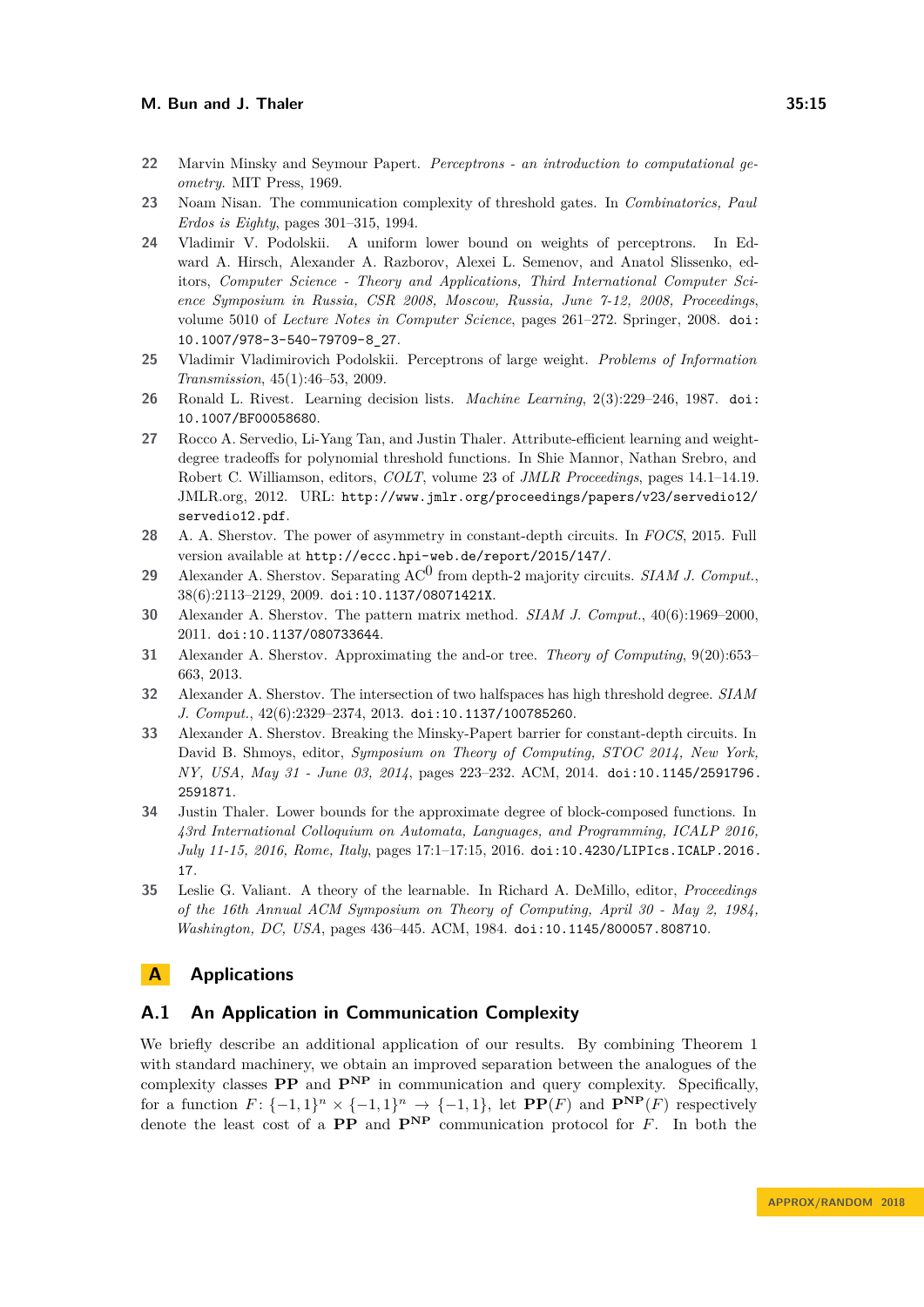22 Marvin Minsky and Seymour Papert. *Perceptrons - an introduction to computational geometry*. MIT Press, 1969.

23 Noam Nisan. The communication complexity of threshold gates. In *Combinatorics, Paul Erdos is Eighty*, pages 301–315, 1994.

24 Vladimir V. Podolskii. A uniform lower bound on weights of perceptrons. In Edward A. Hirsch, Alexander A. Razborov, Alexei L. Semenov, and Anatol Slissenko, editors, *Computer Science - Theory and Applications, Third International Computer Science Symposium in Russia, CSR 2008, Moscow, Russia, June 7-12, 2008, Proceedings*, volume 5010 of *Lecture Notes in Computer Science*, pages 261–272. Springer, 2008. doi:10.1007/978-3-540-79709-8_27.

25 Vladimir Vladimirovich Podolskii. Perceptrons of large weight. *Problems of Information Transmission*, 45(1):46–53, 2009.

26 Ronald L. Rivest. Learning decision lists. *Machine Learning*, 2(3):229–246, 1987. doi:10.1007/BF00058680.

27 Rocco A. Servedio, Li-Yang Tan, and Justin Thaler. Attribute-efficient learning and weight-degree tradeoffs for polynomial threshold functions. In Shie Mannor, Nathan Srebro, and Robert C. Williamson, editors, *COLT*, volume 23 of *JMLR Proceedings*, pages 14.1–14.19. JMLR.org, 2012. URL: http://www.jmlr.org/proceedings/papers/v23/servedio12/servedio12.pdf.

28 A. A. Sherstov. The power of asymmetry in constant-depth circuits. In *FOCS*, 2015. Full version available at http://eccc.hpi-web.de/report/2015/147/.

29 Alexander A. Sherstov. Separating $\mathrm{AC}^0$ from depth-2 majority circuits. *SIAM J. Comput.*, 38(6):2113–2129, 2009. doi:10.1137/08071421X.

30 Alexander A. Sherstov. The pattern matrix method. *SIAM J. Comput.*, 40(6):1969–2000, 2011. doi:10.1137/080733644.

31 Alexander A. Sherstov. Approximating the and-or tree. *Theory of Computing*, 9(20):653–663, 2013.

32 Alexander A. Sherstov. The intersection of two halfspaces has high threshold degree. *SIAM J. Comput.*, 42(6):2329–2374, 2013. doi:10.1137/100785260.

33 Alexander A. Sherstov. Breaking the Minsky-Papert barrier for constant-depth circuits. In David B. Shmoys, editor, *Symposium on Theory of Computing, STOC 2014, New York, NY, USA, May 31 - June 03, 2014*, pages 223–232. ACM, 2014. doi:10.1145/2591796.2591871.

34 Justin Thaler. Lower bounds for the approximate degree of block-composed functions. In *43rd International Colloquium on Automata, Languages, and Programming, ICALP 2016, July 11-15, 2016, Rome, Italy*, pages 17:1–17:15, 2016. doi:10.4230/LIPIcs.ICALP.2016.17.

35 Leslie G. Valiant. A theory of the learnable. In Richard A. DeMillo, editor, *Proceedings of the 16th Annual ACM Symposium on Theory of Computing, April 30 - May 2, 1984, Washington, DC, USA*, pages 436–445. ACM, 1984. doi:10.1145/800057.808710.

# A Applications

## A.1 An Application in Communication Complexity

We briefly describe an additional application of our results. By combining Theorem 1 with standard machinery, we obtain an improved separation between the analogues of the complexity classes **PP** and $\mathbf{P}^{\mathbf{NP}}$ in communication and query complexity. Specifically, for a function $F\colon \{-1,1\}^n \times \{-1,1\}^n \to \{-1,1\}$, let $\mathbf{PP}(F)$ and $\mathbf{P}^{\mathbf{NP}}(F)$ respectively denote the least cost of a **PP** and $\mathbf{P}^{\mathbf{NP}}$ communication protocol for $F$. In both the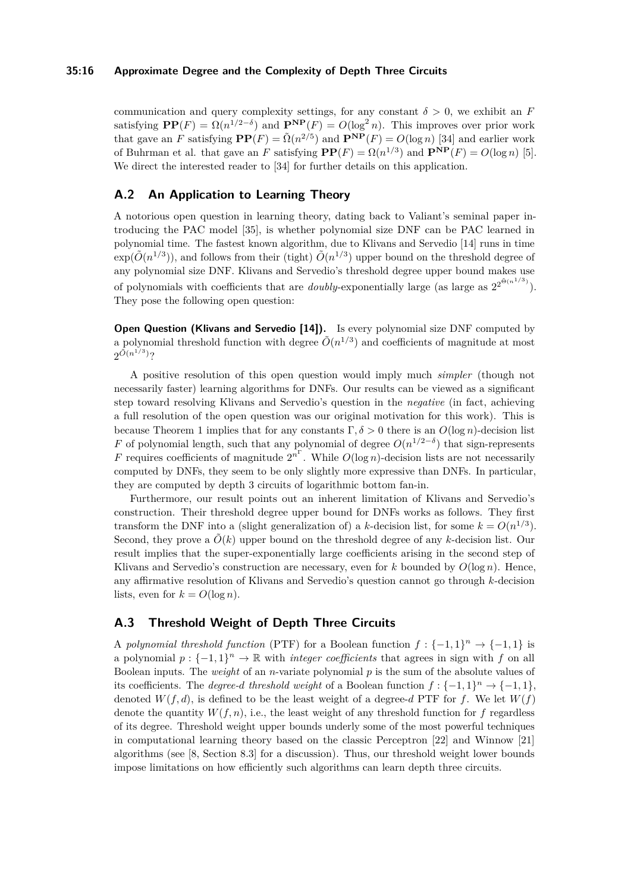communication and query complexity settings, for any constant $\delta > 0$, we exhibit an $F$ satisfying $\mathbf{PP}(F) = \Omega(n^{1/2-\delta})$ and $\mathbf{P^{NP}}(F) = O(\log^2 n)$. This improves over prior work that gave an $F$ satisfying $\mathbf{PP}(F) = \tilde{\Omega}(n^{2/5})$ and $\mathbf{P^{NP}}(F) = O(\log n)$ [34] and earlier work of Buhrman et al. that gave an $F$ satisfying $\mathbf{PP}(F) = \Omega(n^{1/3})$ and $\mathbf{P^{NP}}(F) = O(\log n)$ [5]. We direct the interested reader to [34] for further details on this application.

## A.2 An Application to Learning Theory

A notorious open question in learning theory, dating back to Valiant's seminal paper introducing the PAC model [35], is whether polynomial size DNF can be PAC learned in polynomial time. The fastest known algorithm, due to Klivans and Servedio [14] runs in time $\exp(\tilde{O}(n^{1/3}))$, and follows from their (tight) $\tilde{O}(n^{1/3})$ upper bound on the threshold degree of any polynomial size DNF. Klivans and Servedio's threshold degree upper bound makes use of polynomials with coefficients that are *doubly*-exponentially large (as large as $2^{2^{\tilde{\Theta}(n^{1/3})}}$). They pose the following open question:

**Open Question (Klivans and Servedio [14]).** Is every polynomial size DNF computed by a polynomial threshold function with degree $\tilde{O}(n^{1/3})$ and coefficients of magnitude at most $2^{\tilde{O}(n^{1/3})}$?

A positive resolution of this open question would imply much *simpler* (though not necessarily faster) learning algorithms for DNFs. Our results can be viewed as a significant step toward resolving Klivans and Servedio's question in the *negative* (in fact, achieving a full resolution of the open question was our original motivation for this work). This is because Theorem 1 implies that for any constants $\Gamma, \delta > 0$ there is an $O(\log n)$-decision list $F$ of polynomial length, such that any polynomial of degree $O(n^{1/2-\delta})$ that sign-represents $F$ requires coefficients of magnitude $2^{n^{\Gamma}}$. While $O(\log n)$-decision lists are not necessarily computed by DNFs, they seem to be only slightly more expressive than DNFs. In particular, they are computed by depth 3 circuits of logarithmic bottom fan-in.

Furthermore, our result points out an inherent limitation of Klivans and Servedio's construction. Their threshold degree upper bound for DNFs works as follows. They first transform the DNF into a (slight generalization of) a $k$-decision list, for some $k = O(n^{1/3})$. Second, they prove a $\tilde{O}(k)$ upper bound on the threshold degree of any $k$-decision list. Our result implies that the super-exponentially large coefficients arising in the second step of Klivans and Servedio's construction are necessary, even for $k$ bounded by $O(\log n)$. Hence, any affirmative resolution of Klivans and Servedio's question cannot go through $k$-decision lists, even for $k = O(\log n)$.

## A.3 Threshold Weight of Depth Three Circuits

A *polynomial threshold function* (PTF) for a Boolean function $f : \{-1, 1\}^n \to \{-1, 1\}$ is a polynomial $p : \{-1, 1\}^n \to \mathbb{R}$ with *integer coefficients* that agrees in sign with $f$ on all Boolean inputs. The *weight* of an $n$-variate polynomial $p$ is the sum of the absolute values of its coefficients. The *degree-$d$ threshold weight* of a Boolean function $f : \{-1, 1\}^n \to \{-1, 1\}$, denoted $W(f, d)$, is defined to be the least weight of a degree-$d$ PTF for $f$. We let $W(f)$ denote the quantity $W(f, n)$, i.e., the least weight of any threshold function for $f$ regardless of its degree. Threshold weight upper bounds underly some of the most powerful techniques in computational learning theory based on the classic Perceptron [22] and Winnow [21] algorithms (see [8, Section 8.3] for a discussion). Thus, our threshold weight lower bounds impose limitations on how efficiently such algorithms can learn depth three circuits.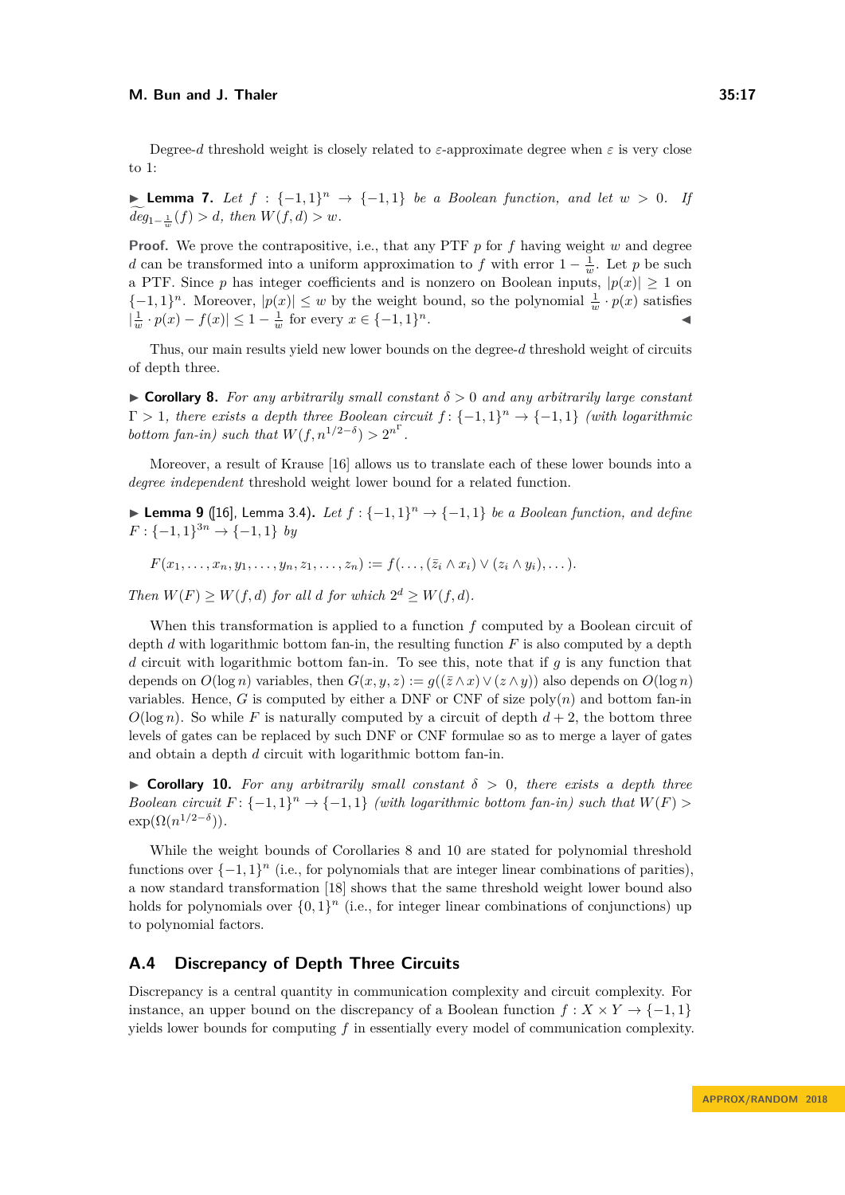Degree-$d$ threshold weight is closely related to $\varepsilon$-approximate degree when $\varepsilon$ is very close to 1:

▶ **Lemma 7.** *Let $f : \{-1,1\}^n \to \{-1,1\}$ be a Boolean function, and let $w > 0$. If $\widetilde{deg}_{1-\frac{1}{w}}(f) > d$, then $W(f,d) > w$.*

**Proof.** We prove the contrapositive, i.e., that any PTF $p$ for $f$ having weight $w$ and degree $d$ can be transformed into a uniform approximation to $f$ with error $1 - \frac{1}{w}$. Let $p$ be such a PTF. Since $p$ has integer coefficients and is nonzero on Boolean inputs, $|p(x)| \geq 1$ on $\{-1,1\}^n$. Moreover, $|p(x)| \leq w$ by the weight bound, so the polynomial $\frac{1}{w} \cdot p(x)$ satisfies $|\frac{1}{w} \cdot p(x) - f(x)| \leq 1 - \frac{1}{w}$ for every $x \in \{-1,1\}^n$. ◀

Thus, our main results yield new lower bounds on the degree-$d$ threshold weight of circuits of depth three.

▶ **Corollary 8.** *For any arbitrarily small constant $\delta > 0$ and any arbitrarily large constant $\Gamma > 1$, there exists a depth three Boolean circuit $f : \{-1,1\}^n \to \{-1,1\}$ (with logarithmic bottom fan-in) such that $W(f, n^{1/2-\delta}) > 2^{n^\Gamma}$.*

Moreover, a result of Krause [16] allows us to translate each of these lower bounds into a *degree independent* threshold weight lower bound for a related function.

▶ **Lemma 9** ([16], Lemma 3.4)**.** *Let $f : \{-1,1\}^n \to \{-1,1\}$ be a Boolean function, and define $F : \{-1,1\}^{3n} \to \{-1,1\}$ by*

$$F(x_1, \ldots, x_n, y_1, \ldots, y_n, z_1, \ldots, z_n) := f(\ldots, (\bar{z}_i \wedge x_i) \vee (z_i \wedge y_i), \ldots).$$

*Then $W(F) \geq W(f,d)$ for all $d$ for which $2^d \geq W(f,d)$.*

When this transformation is applied to a function $f$ computed by a Boolean circuit of depth $d$ with logarithmic bottom fan-in, the resulting function $F$ is also computed by a depth $d$ circuit with logarithmic bottom fan-in. To see this, note that if $g$ is any function that depends on $O(\log n)$ variables, then $G(x,y,z) := g((\bar{z} \wedge x) \vee (z \wedge y))$ also depends on $O(\log n)$ variables. Hence, $G$ is computed by either a DNF or CNF of size $\text{poly}(n)$ and bottom fan-in $O(\log n)$. So while $F$ is naturally computed by a circuit of depth $d + 2$, the bottom three levels of gates can be replaced by such DNF or CNF formulae so as to merge a layer of gates and obtain a depth $d$ circuit with logarithmic bottom fan-in.

▶ **Corollary 10.** *For any arbitrarily small constant $\delta > 0$, there exists a depth three Boolean circuit $F : \{-1,1\}^n \to \{-1,1\}$ (with logarithmic bottom fan-in) such that $W(F) > \exp(\Omega(n^{1/2-\delta}))$.*

While the weight bounds of Corollaries 8 and 10 are stated for polynomial threshold functions over $\{-1,1\}^n$ (i.e., for polynomials that are integer linear combinations of parities), a now standard transformation [18] shows that the same threshold weight lower bound also holds for polynomials over $\{0,1\}^n$ (i.e., for integer linear combinations of conjunctions) up to polynomial factors.

## A.4 Discrepancy of Depth Three Circuits

Discrepancy is a central quantity in communication complexity and circuit complexity. For instance, an upper bound on the discrepancy of a Boolean function $f : X \times Y \to \{-1,1\}$ yields lower bounds for computing $f$ in essentially every model of communication complexity.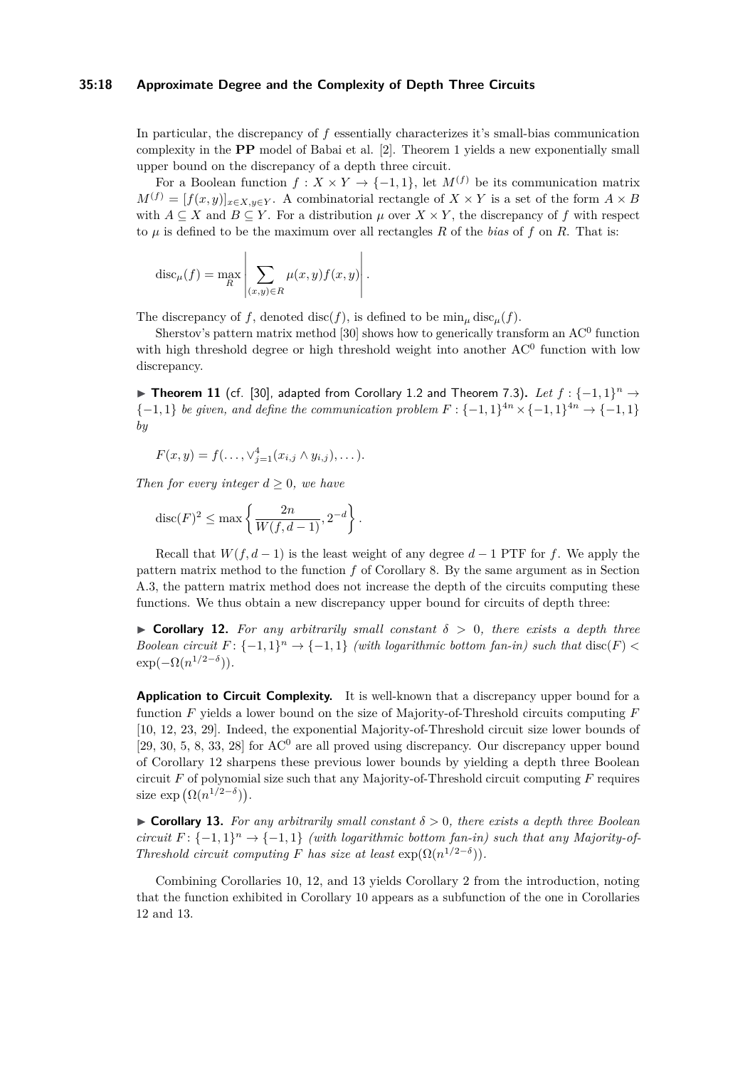In particular, the discrepancy of $f$ essentially characterizes it's small-bias communication complexity in the **PP** model of Babai et al. [2]. Theorem 1 yields a new exponentially small upper bound on the discrepancy of a depth three circuit.

For a Boolean function $f : X \times Y \to \{-1, 1\}$, let $M^{(f)}$ be its communication matrix $M^{(f)} = [f(x, y)]_{x \in X, y \in Y}$. A combinatorial rectangle of $X \times Y$ is a set of the form $A \times B$ with $A \subseteq X$ and $B \subseteq Y$. For a distribution $\mu$ over $X \times Y$, the discrepancy of $f$ with respect to $\mu$ is defined to be the maximum over all rectangles $R$ of the *bias* of $f$ on $R$. That is:

$$\operatorname{disc}_\mu(f) = \max_R \left| \sum_{(x,y) \in R} \mu(x, y) f(x, y) \right|.$$

The discrepancy of $f$, denoted $\operatorname{disc}(f)$, is defined to be $\min_\mu \operatorname{disc}_\mu(f)$.

Sherstov's pattern matrix method [30] shows how to generically transform an $\mathrm{AC}^0$ function with high threshold degree or high threshold weight into another $\mathrm{AC}^0$ function with low discrepancy.

▶ **Theorem 11** (cf. [30], adapted from Corollary 1.2 and Theorem 7.3)**.** *Let $f : \{-1, 1\}^n \to \{-1, 1\}$ be given, and define the communication problem $F : \{-1, 1\}^{4n} \times \{-1, 1\}^{4n} \to \{-1, 1\}$ by*

$$F(x, y) = f(\ldots, \vee_{j=1}^{4}(x_{i,j} \wedge y_{i,j}), \ldots).$$

*Then for every integer $d \geq 0$, we have*

$$\operatorname{disc}(F)^2 \leq \max\left\{ \frac{2n}{W(f, d-1)}, 2^{-d} \right\}.$$

Recall that $W(f, d-1)$ is the least weight of any degree $d-1$ PTF for $f$. We apply the pattern matrix method to the function $f$ of Corollary 8. By the same argument as in Section A.3, the pattern matrix method does not increase the depth of the circuits computing these functions. We thus obtain a new discrepancy upper bound for circuits of depth three:

▶ **Corollary 12.** *For any arbitrarily small constant $\delta > 0$, there exists a depth three Boolean circuit $F : \{-1, 1\}^n \to \{-1, 1\}$ (with logarithmic bottom fan-in) such that $\operatorname{disc}(F) < \exp(-\Omega(n^{1/2-\delta}))$.*

**Application to Circuit Complexity.** It is well-known that a discrepancy upper bound for a function $F$ yields a lower bound on the size of Majority-of-Threshold circuits computing $F$ [10, 12, 23, 29]. Indeed, the exponential Majority-of-Threshold circuit size lower bounds of [29, 30, 5, 8, 33, 28] for $\mathrm{AC}^0$ are all proved using discrepancy. Our discrepancy upper bound of Corollary 12 sharpens these previous lower bounds by yielding a depth three Boolean circuit $F$ of polynomial size such that any Majority-of-Threshold circuit computing $F$ requires size $\exp\left(\Omega(n^{1/2-\delta})\right)$.

▶ **Corollary 13.** *For any arbitrarily small constant $\delta > 0$, there exists a depth three Boolean circuit $F : \{-1, 1\}^n \to \{-1, 1\}$ (with logarithmic bottom fan-in) such that any Majority-of-Threshold circuit computing $F$ has size at least $\exp(\Omega(n^{1/2-\delta}))$.*

Combining Corollaries 10, 12, and 13 yields Corollary 2 from the introduction, noting that the function exhibited in Corollary 10 appears as a subfunction of the one in Corollaries 12 and 13.